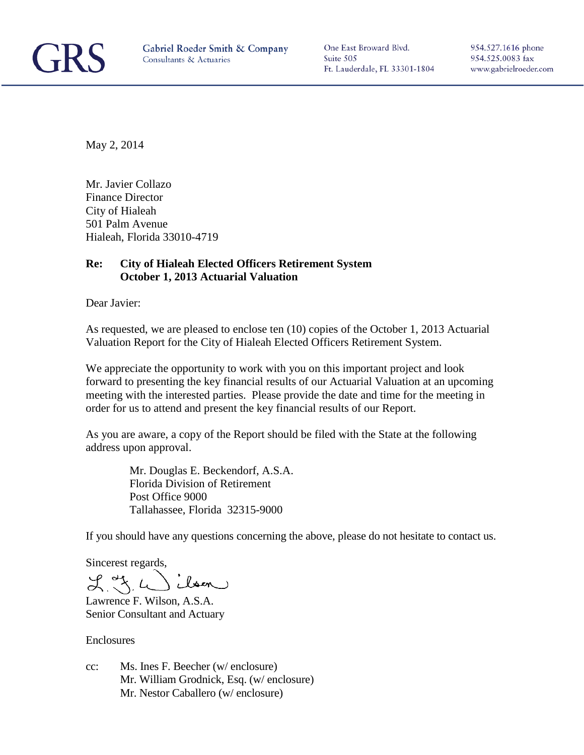**GRS** Gabriel Roeder Smith & Company
Consultants & Actuaries

One East Broward Blvd.
Suite 505
Ft. Lauderdale, FL 33301-1804

954.527.1616 phone
954.525.0083 fax
www.gabrielroeder.com

May 2, 2014

Mr. Javier Collazo
Finance Director
City of Hialeah
501 Palm Avenue
Hialeah, Florida 33010-4719

**Re: City of Hialeah Elected Officers Retirement System**
**October 1, 2013 Actuarial Valuation**

Dear Javier:

As requested, we are pleased to enclose ten (10) copies of the October 1, 2013 Actuarial Valuation Report for the City of Hialeah Elected Officers Retirement System.

We appreciate the opportunity to work with you on this important project and look forward to presenting the key financial results of our Actuarial Valuation at an upcoming meeting with the interested parties. Please provide the date and time for the meeting in order for us to attend and present the key financial results of our Report.

As you are aware, a copy of the Report should be filed with the State at the following address upon approval.

> Mr. Douglas E. Beckendorf, A.S.A.
> Florida Division of Retirement
> Post Office 9000
> Tallahassee, Florida 32315-9000

If you should have any questions concerning the above, please do not hesitate to contact us.

Sincerest regards,

Lawrence F. Wilson, A.S.A.
Senior Consultant and Actuary

Enclosures

cc: Ms. Ines F. Beecher (w/ enclosure)
Mr. William Grodnick, Esq. (w/ enclosure)
Mr. Nestor Caballero (w/ enclosure)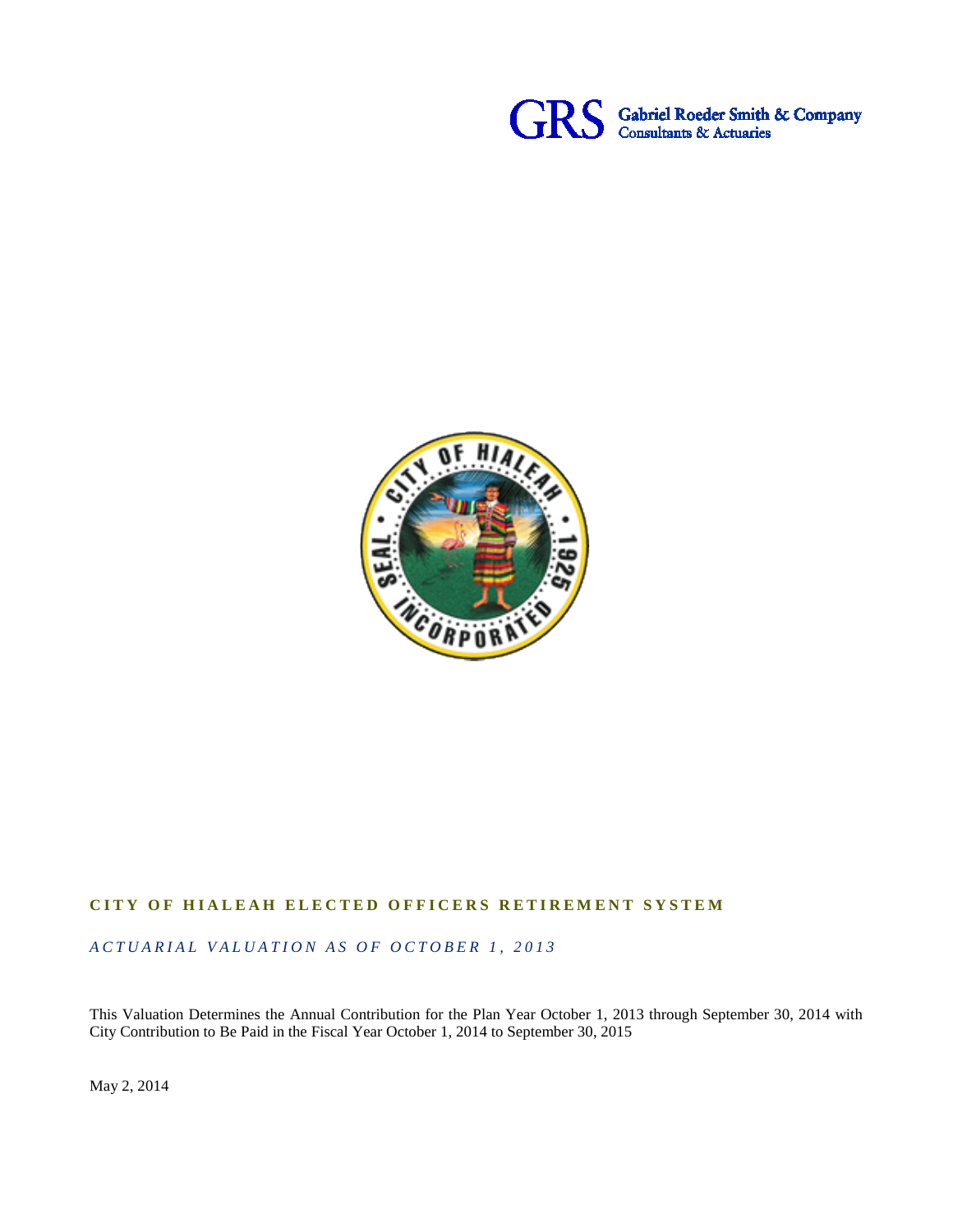GRS Gabriel Roeder Smith & Company
Consultants & Actuaries

# CITY OF HIALEAH ELECTED OFFICERS RETIREMENT SYSTEM

*ACTUARIAL VALUATION AS OF OCTOBER 1, 2013*

This Valuation Determines the Annual Contribution for the Plan Year October 1, 2013 through September 30, 2014 with City Contribution to Be Paid in the Fiscal Year October 1, 2014 to September 30, 2015

May 2, 2014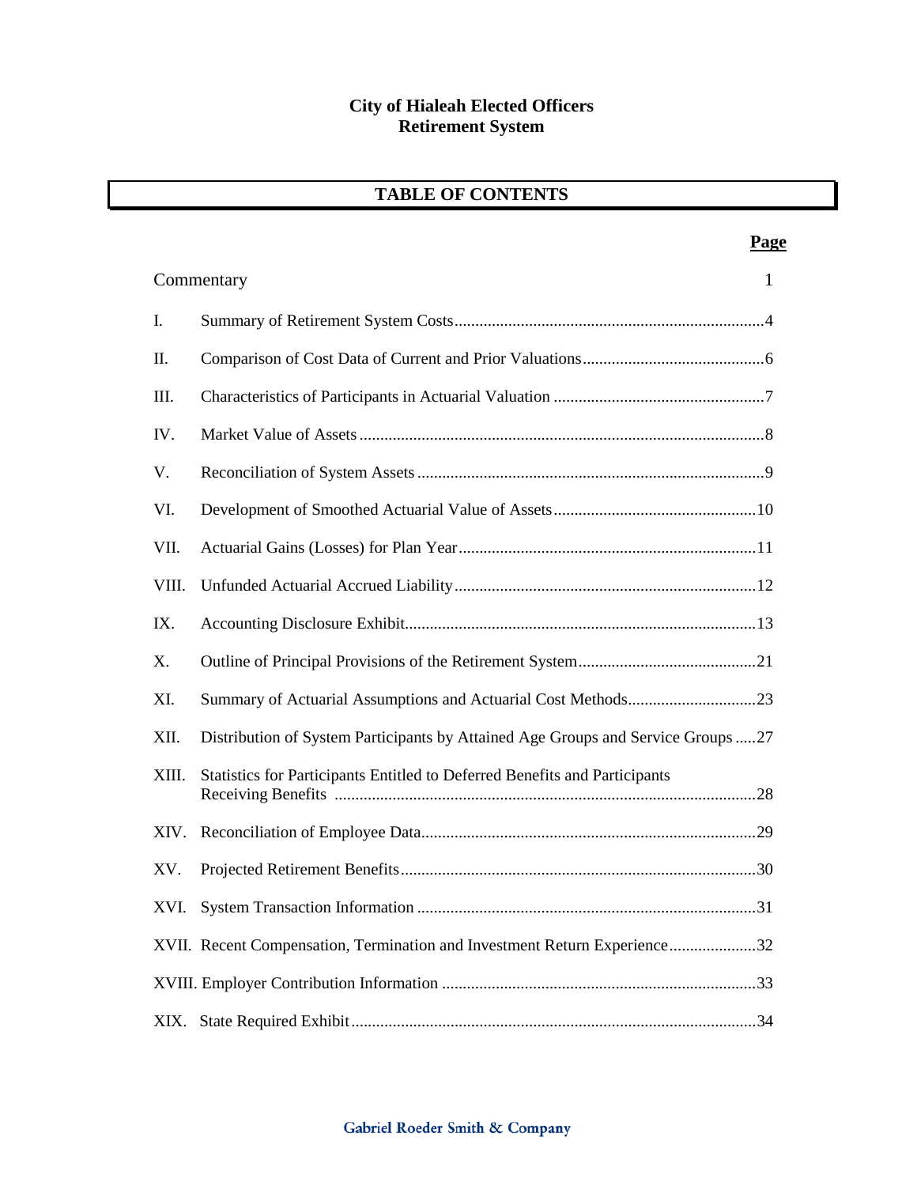# City of Hialeah Elected Officers Retirement System

## TABLE OF CONTENTS

| | | Page |
|---|---|---|
| | Commentary | 1 |
| I. | Summary of Retirement System Costs | 4 |
| II. | Comparison of Cost Data of Current and Prior Valuations | 6 |
| III. | Characteristics of Participants in Actuarial Valuation | 7 |
| IV. | Market Value of Assets | 8 |
| V. | Reconciliation of System Assets | 9 |
| VI. | Development of Smoothed Actuarial Value of Assets | 10 |
| VII. | Actuarial Gains (Losses) for Plan Year | 11 |
| VIII. | Unfunded Actuarial Accrued Liability | 12 |
| IX. | Accounting Disclosure Exhibit | 13 |
| X. | Outline of Principal Provisions of the Retirement System | 21 |
| XI. | Summary of Actuarial Assumptions and Actuarial Cost Methods | 23 |
| XII. | Distribution of System Participants by Attained Age Groups and Service Groups | 27 |
| XIII. | Statistics for Participants Entitled to Deferred Benefits and Participants Receiving Benefits | 28 |
| XIV. | Reconciliation of Employee Data | 29 |
| XV. | Projected Retirement Benefits | 30 |
| XVI. | System Transaction Information | 31 |
| XVII. | Recent Compensation, Termination and Investment Return Experience | 32 |
| XVIII. | Employer Contribution Information | 33 |
| XIX. | State Required Exhibit | 34 |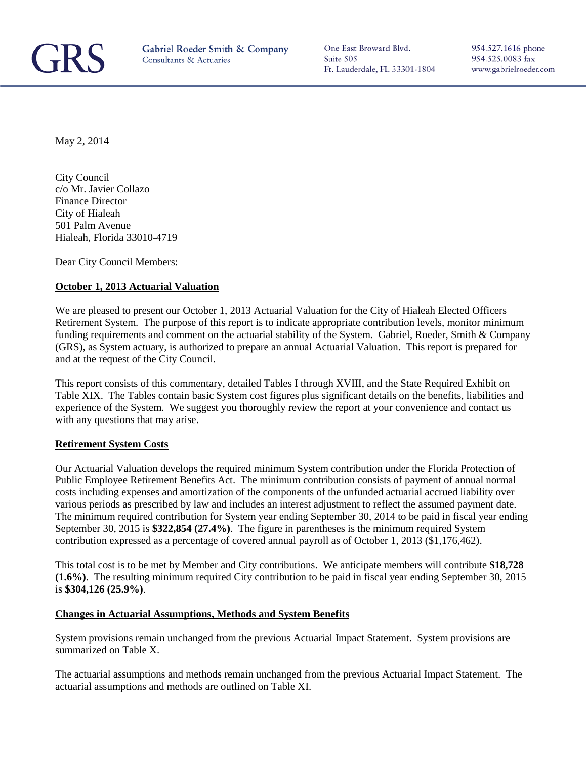GRS Gabriel Roeder Smith & Company
Consultants & Actuaries

One East Broward Blvd.
Suite 505
Ft. Lauderdale, FL 33301-1804

954.527.1616 phone
954.525.0083 fax
www.gabrielroeder.com

May 2, 2014

City Council
c/o Mr. Javier Collazo
Finance Director
City of Hialeah
501 Palm Avenue
Hialeah, Florida 33010-4719

Dear City Council Members:

**October 1, 2013 Actuarial Valuation**

We are pleased to present our October 1, 2013 Actuarial Valuation for the City of Hialeah Elected Officers Retirement System. The purpose of this report is to indicate appropriate contribution levels, monitor minimum funding requirements and comment on the actuarial stability of the System. Gabriel, Roeder, Smith & Company (GRS), as System actuary, is authorized to prepare an annual Actuarial Valuation. This report is prepared for and at the request of the City Council.

This report consists of this commentary, detailed Tables I through XVIII, and the State Required Exhibit on Table XIX. The Tables contain basic System cost figures plus significant details on the benefits, liabilities and experience of the System. We suggest you thoroughly review the report at your convenience and contact us with any questions that may arise.

**Retirement System Costs**

Our Actuarial Valuation develops the required minimum System contribution under the Florida Protection of Public Employee Retirement Benefits Act. The minimum contribution consists of payment of annual normal costs including expenses and amortization of the components of the unfunded actuarial accrued liability over various periods as prescribed by law and includes an interest adjustment to reflect the assumed payment date. The minimum required contribution for System year ending September 30, 2014 to be paid in fiscal year ending September 30, 2015 is **$322,854 (27.4%)**. The figure in parentheses is the minimum required System contribution expressed as a percentage of covered annual payroll as of October 1, 2013 ($1,176,462).

This total cost is to be met by Member and City contributions. We anticipate members will contribute **$18,728 (1.6%)**. The resulting minimum required City contribution to be paid in fiscal year ending September 30, 2015 is **$304,126 (25.9%)**.

**Changes in Actuarial Assumptions, Methods and System Benefits**

System provisions remain unchanged from the previous Actuarial Impact Statement. System provisions are summarized on Table X.

The actuarial assumptions and methods remain unchanged from the previous Actuarial Impact Statement. The actuarial assumptions and methods are outlined on Table XI.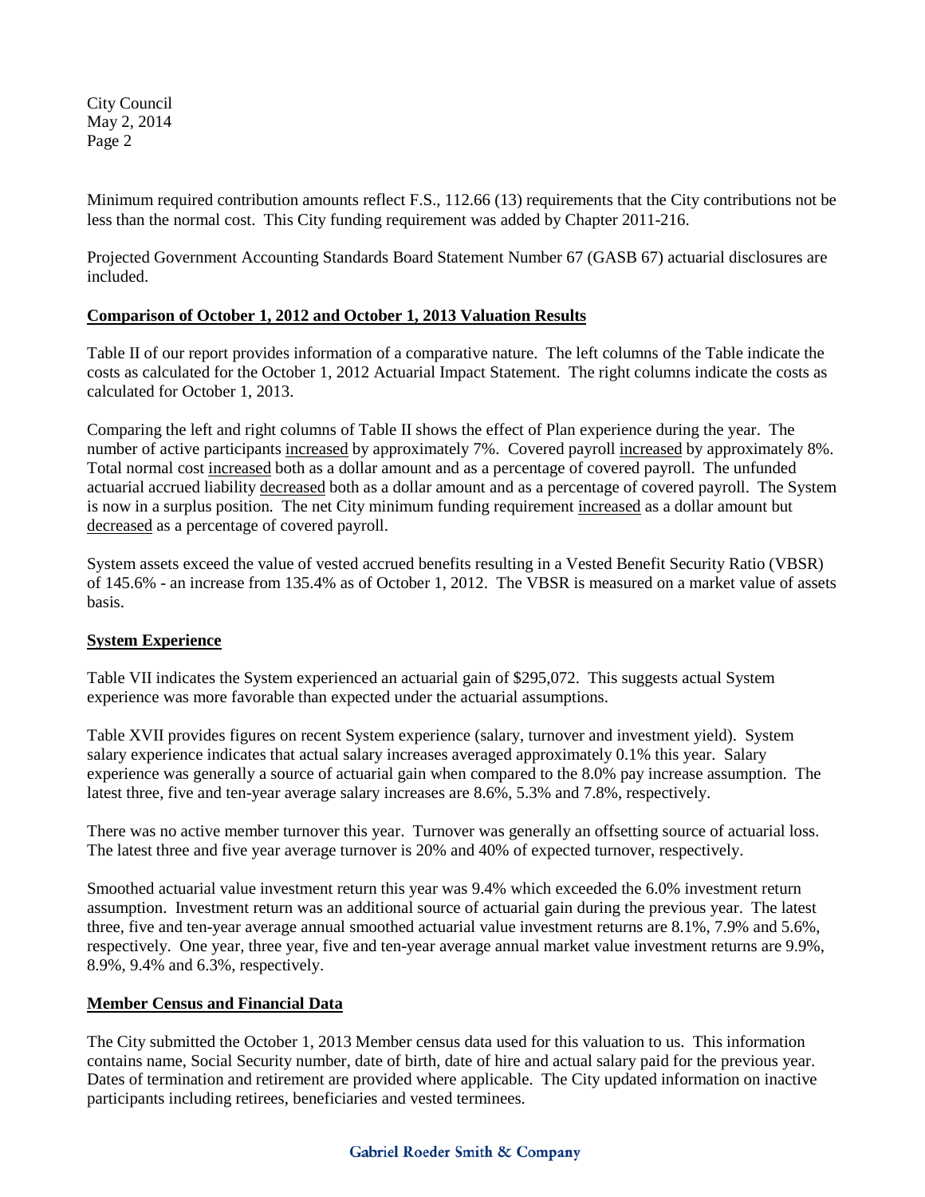Minimum required contribution amounts reflect F.S., 112.66 (13) requirements that the City contributions not be less than the normal cost. This City funding requirement was added by Chapter 2011-216.

Projected Government Accounting Standards Board Statement Number 67 (GASB 67) actuarial disclosures are included.

## Comparison of October 1, 2012 and October 1, 2013 Valuation Results

Table II of our report provides information of a comparative nature. The left columns of the Table indicate the costs as calculated for the October 1, 2012 Actuarial Impact Statement. The right columns indicate the costs as calculated for October 1, 2013.

Comparing the left and right columns of Table II shows the effect of Plan experience during the year. The number of active participants increased by approximately 7%. Covered payroll increased by approximately 8%. Total normal cost increased both as a dollar amount and as a percentage of covered payroll. The unfunded actuarial accrued liability decreased both as a dollar amount and as a percentage of covered payroll. The System is now in a surplus position. The net City minimum funding requirement increased as a dollar amount but decreased as a percentage of covered payroll.

System assets exceed the value of vested accrued benefits resulting in a Vested Benefit Security Ratio (VBSR) of 145.6% - an increase from 135.4% as of October 1, 2012. The VBSR is measured on a market value of assets basis.

## System Experience

Table VII indicates the System experienced an actuarial gain of $295,072. This suggests actual System experience was more favorable than expected under the actuarial assumptions.

Table XVII provides figures on recent System experience (salary, turnover and investment yield). System salary experience indicates that actual salary increases averaged approximately 0.1% this year. Salary experience was generally a source of actuarial gain when compared to the 8.0% pay increase assumption. The latest three, five and ten-year average salary increases are 8.6%, 5.3% and 7.8%, respectively.

There was no active member turnover this year. Turnover was generally an offsetting source of actuarial loss. The latest three and five year average turnover is 20% and 40% of expected turnover, respectively.

Smoothed actuarial value investment return this year was 9.4% which exceeded the 6.0% investment return assumption. Investment return was an additional source of actuarial gain during the previous year. The latest three, five and ten-year average annual smoothed actuarial value investment returns are 8.1%, 7.9% and 5.6%, respectively. One year, three year, five and ten-year average annual market value investment returns are 9.9%, 8.9%, 9.4% and 6.3%, respectively.

## Member Census and Financial Data

The City submitted the October 1, 2013 Member census data used for this valuation to us. This information contains name, Social Security number, date of birth, date of hire and actual salary paid for the previous year. Dates of termination and retirement are provided where applicable. The City updated information on inactive participants including retirees, beneficiaries and vested terminees.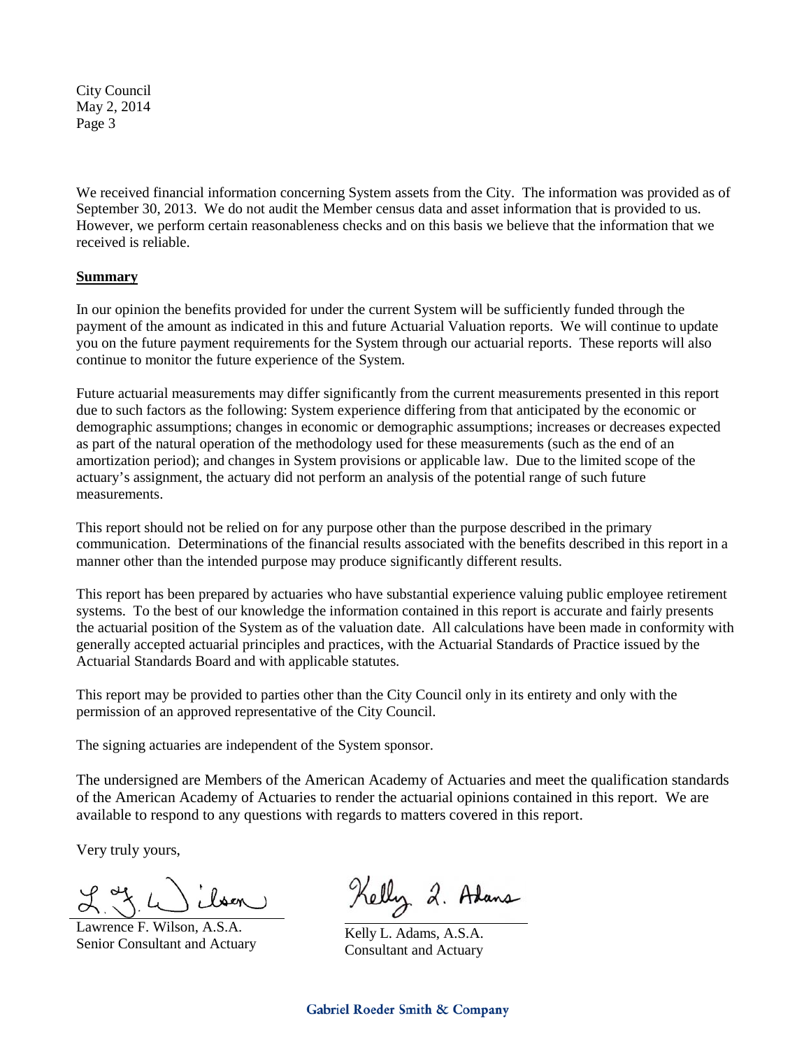City Council
May 2, 2014
Page 3

We received financial information concerning System assets from the City. The information was provided as of September 30, 2013. We do not audit the Member census data and asset information that is provided to us. However, we perform certain reasonableness checks and on this basis we believe that the information that we received is reliable.

**Summary**

In our opinion the benefits provided for under the current System will be sufficiently funded through the payment of the amount as indicated in this and future Actuarial Valuation reports. We will continue to update you on the future payment requirements for the System through our actuarial reports. These reports will also continue to monitor the future experience of the System.

Future actuarial measurements may differ significantly from the current measurements presented in this report due to such factors as the following: System experience differing from that anticipated by the economic or demographic assumptions; changes in economic or demographic assumptions; increases or decreases expected as part of the natural operation of the methodology used for these measurements (such as the end of an amortization period); and changes in System provisions or applicable law. Due to the limited scope of the actuary's assignment, the actuary did not perform an analysis of the potential range of such future measurements.

This report should not be relied on for any purpose other than the purpose described in the primary communication. Determinations of the financial results associated with the benefits described in this report in a manner other than the intended purpose may produce significantly different results.

This report has been prepared by actuaries who have substantial experience valuing public employee retirement systems. To the best of our knowledge the information contained in this report is accurate and fairly presents the actuarial position of the System as of the valuation date. All calculations have been made in conformity with generally accepted actuarial principles and practices, with the Actuarial Standards of Practice issued by the Actuarial Standards Board and with applicable statutes.

This report may be provided to parties other than the City Council only in its entirety and only with the permission of an approved representative of the City Council.

The signing actuaries are independent of the System sponsor.

The undersigned are Members of the American Academy of Actuaries and meet the qualification standards of the American Academy of Actuaries to render the actuarial opinions contained in this report. We are available to respond to any questions with regards to matters covered in this report.

Very truly yours,

Lawrence F. Wilson, A.S.A.
Senior Consultant and Actuary

Kelly L. Adams, A.S.A.
Consultant and Actuary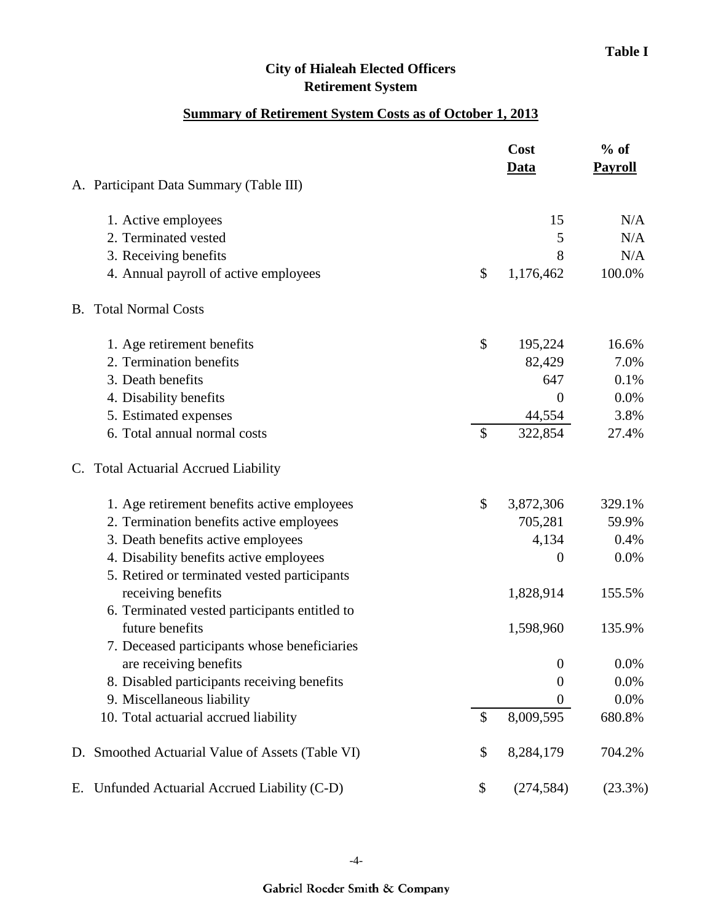**Table I**

## City of Hialeah Elected Officers Retirement System

### Summary of Retirement System Costs as of October 1, 2013

| | Cost Data | % of Payroll |
|---|---|---|
| **A. Participant Data Summary (Table III)** | | |
| 1. Active employees | 15 | N/A |
| 2. Terminated vested | 5 | N/A |
| 3. Receiving benefits | 8 | N/A |
| 4. Annual payroll of active employees | $ 1,176,462 | 100.0% |
| **B. Total Normal Costs** | | |
| 1. Age retirement benefits | $ 195,224 | 16.6% |
| 2. Termination benefits | 82,429 | 7.0% |
| 3. Death benefits | 647 | 0.1% |
| 4. Disability benefits | 0 | 0.0% |
| 5. Estimated expenses | 44,554 | 3.8% |
| 6. Total annual normal costs | $ 322,854 | 27.4% |
| **C. Total Actuarial Accrued Liability** | | |
| 1. Age retirement benefits active employees | $ 3,872,306 | 329.1% |
| 2. Termination benefits active employees | 705,281 | 59.9% |
| 3. Death benefits active employees | 4,134 | 0.4% |
| 4. Disability benefits active employees | 0 | 0.0% |
| 5. Retired or terminated vested participants receiving benefits | 1,828,914 | 155.5% |
| 6. Terminated vested participants entitled to future benefits | 1,598,960 | 135.9% |
| 7. Deceased participants whose beneficiaries are receiving benefits | 0 | 0.0% |
| 8. Disabled participants receiving benefits | 0 | 0.0% |
| 9. Miscellaneous liability | 0 | 0.0% |
| 10. Total actuarial accrued liability | $ 8,009,595 | 680.8% |
| **D. Smoothed Actuarial Value of Assets (Table VI)** | $ 8,284,179 | 704.2% |
| **E. Unfunded Actuarial Accrued Liability (C-D)** | $ (274,584) | (23.3%) |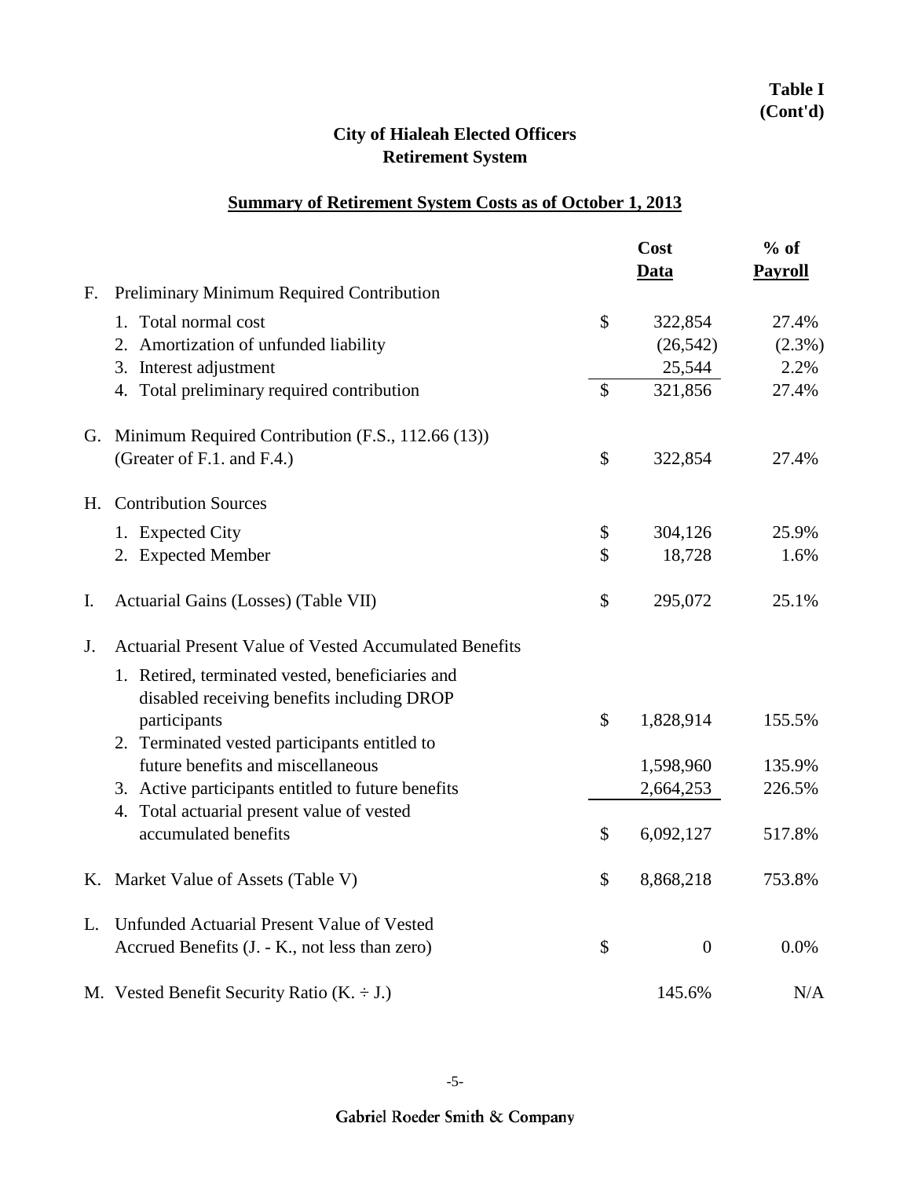**Table I (Cont'd)**

# City of Hialeah Elected Officers Retirement System

## Summary of Retirement System Costs as of October 1, 2013

| | | | Cost Data | % of Payroll |
|---|---|---|---|---|
| F. | Preliminary Minimum Required Contribution | | | |
| | 1. Total normal cost | $ | 322,854 | 27.4% |
| | 2. Amortization of unfunded liability | | (26,542) | (2.3%) |
| | 3. Interest adjustment | | 25,544 | 2.2% |
| | 4. Total preliminary required contribution | $ | 321,856 | 27.4% |
| G. | Minimum Required Contribution (F.S., 112.66 (13)) (Greater of F.1. and F.4.) | $ | 322,854 | 27.4% |
| H. | Contribution Sources | | | |
| | 1. Expected City | $ | 304,126 | 25.9% |
| | 2. Expected Member | $ | 18,728 | 1.6% |
| I. | Actuarial Gains (Losses) (Table VII) | $ | 295,072 | 25.1% |
| J. | Actuarial Present Value of Vested Accumulated Benefits | | | |
| | 1. Retired, terminated vested, beneficiaries and disabled receiving benefits including DROP participants | $ | 1,828,914 | 155.5% |
| | 2. Terminated vested participants entitled to future benefits and miscellaneous | | 1,598,960 | 135.9% |
| | 3. Active participants entitled to future benefits | | 2,664,253 | 226.5% |
| | 4. Total actuarial present value of vested accumulated benefits | $ | 6,092,127 | 517.8% |
| K. | Market Value of Assets (Table V) | $ | 8,868,218 | 753.8% |
| L. | Unfunded Actuarial Present Value of Vested Accrued Benefits (J. - K., not less than zero) | $ | 0 | 0.0% |
| M. | Vested Benefit Security Ratio (K. ÷ J.) | | 145.6% | N/A |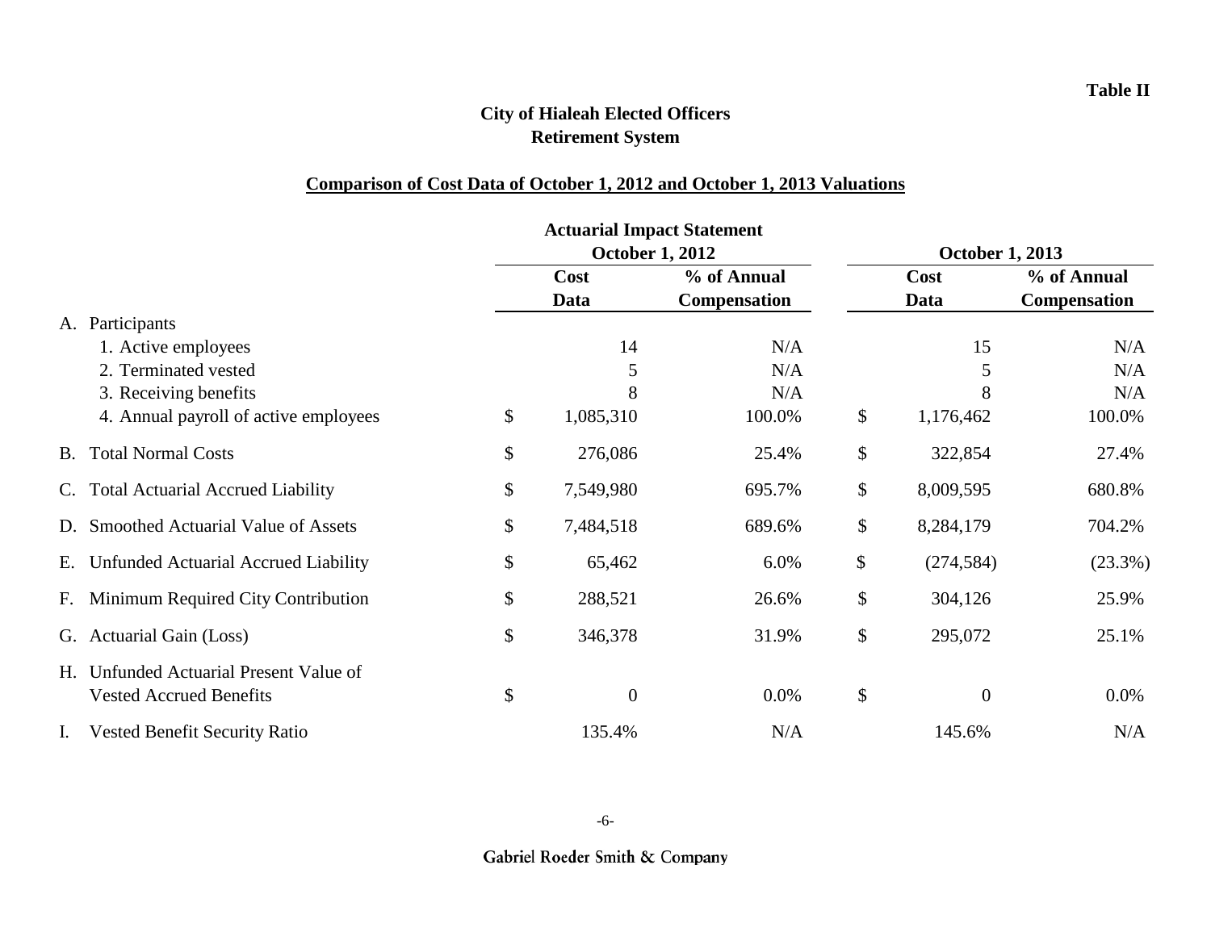**Table II**

## City of Hialeah Elected Officers Retirement System

### Comparison of Cost Data of October 1, 2012 and October 1, 2013 Valuations

| | Actuarial Impact Statement October 1, 2012 | | October 1, 2013 | |
|---|---|---|---|---|
| | Cost Data | % of Annual Compensation | Cost Data | % of Annual Compensation |
| A. Participants | | | | |
| 1. Active employees | 14 | N/A | 15 | N/A |
| 2. Terminated vested | 5 | N/A | 5 | N/A |
| 3. Receiving benefits | 8 | N/A | 8 | N/A |
| 4. Annual payroll of active employees | $ 1,085,310 | 100.0% | $ 1,176,462 | 100.0% |
| B. Total Normal Costs | $ 276,086 | 25.4% | $ 322,854 | 27.4% |
| C. Total Actuarial Accrued Liability | $ 7,549,980 | 695.7% | $ 8,009,595 | 680.8% |
| D. Smoothed Actuarial Value of Assets | $ 7,484,518 | 689.6% | $ 8,284,179 | 704.2% |
| E. Unfunded Actuarial Accrued Liability | $ 65,462 | 6.0% | $ (274,584) | (23.3%) |
| F. Minimum Required City Contribution | $ 288,521 | 26.6% | $ 304,126 | 25.9% |
| G. Actuarial Gain (Loss) | $ 346,378 | 31.9% | $ 295,072 | 25.1% |
| H. Unfunded Actuarial Present Value of Vested Accrued Benefits | $ 0 | 0.0% | $ 0 | 0.0% |
| I. Vested Benefit Security Ratio | 135.4% | N/A | 145.6% | N/A |

Gabriel Roeder Smith & Company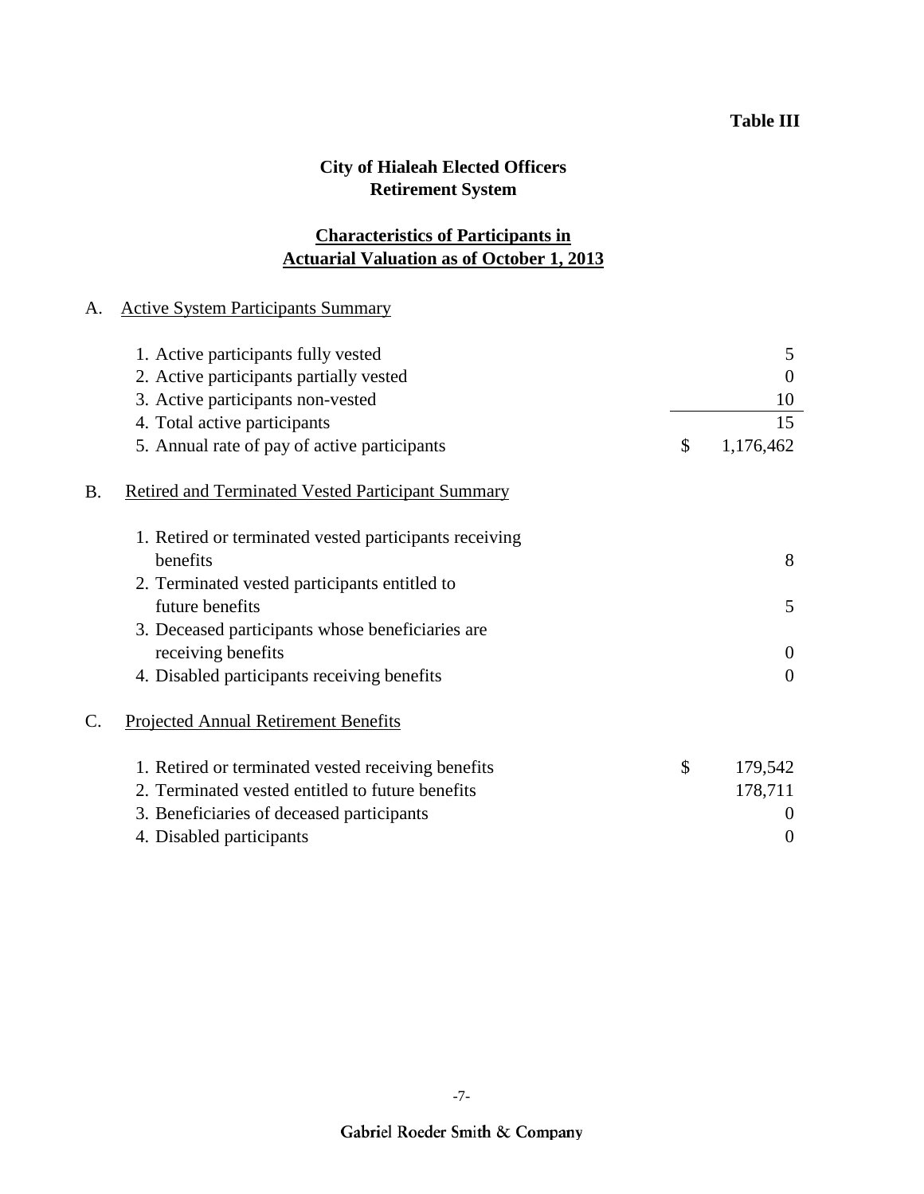**Table III**

## City of Hialeah Elected Officers Retirement System

### Characteristics of Participants in Actuarial Valuation as of October 1, 2013

A. Active System Participants Summary

| | |
|---|---|
| 1. Active participants fully vested | 5 |
| 2. Active participants partially vested | 0 |
| 3. Active participants non-vested | 10 |
| 4. Total active participants | 15 |
| 5. Annual rate of pay of active participants | $ 1,176,462 |

B. Retired and Terminated Vested Participant Summary

| | |
|---|---|
| 1. Retired or terminated vested participants receiving benefits | 8 |
| 2. Terminated vested participants entitled to future benefits | 5 |
| 3. Deceased participants whose beneficiaries are receiving benefits | 0 |
| 4. Disabled participants receiving benefits | 0 |

C. Projected Annual Retirement Benefits

| | |
|---|---|
| 1. Retired or terminated vested receiving benefits | $ 179,542 |
| 2. Terminated vested entitled to future benefits | 178,711 |
| 3. Beneficiaries of deceased participants | 0 |
| 4. Disabled participants | 0 |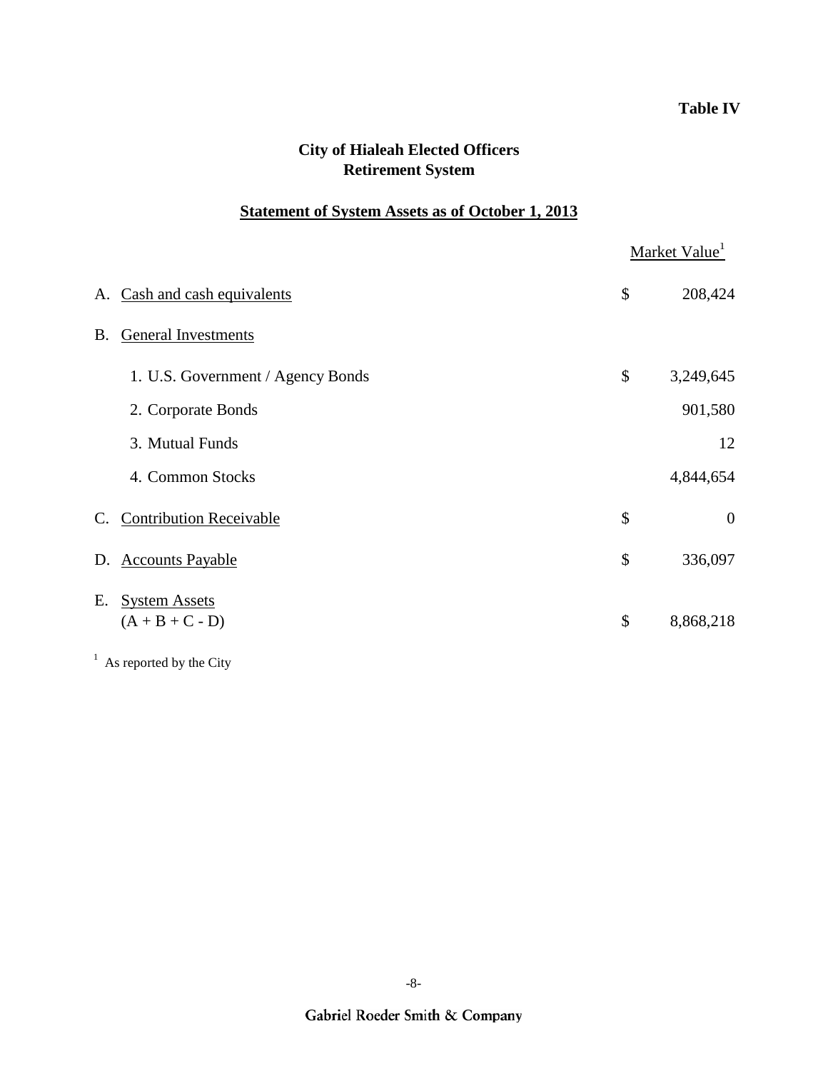**Table IV**

## City of Hialeah Elected Officers Retirement System

### Statement of System Assets as of October 1, 2013

| | | Market Value[1] |
|---|---|---|
| A. Cash and cash equivalents | $ | 208,424 |
| B. General Investments | | |
| 1. U.S. Government / Agency Bonds | $ | 3,249,645 |
| 2. Corporate Bonds | | 901,580 |
| 3. Mutual Funds | | 12 |
| 4. Common Stocks | | 4,844,654 |
| C. Contribution Receivable | $ | 0 |
| D. Accounts Payable | $ | 336,097 |
| E. System Assets (A + B + C - D) | $ | 8,868,218 |

[1] As reported by the City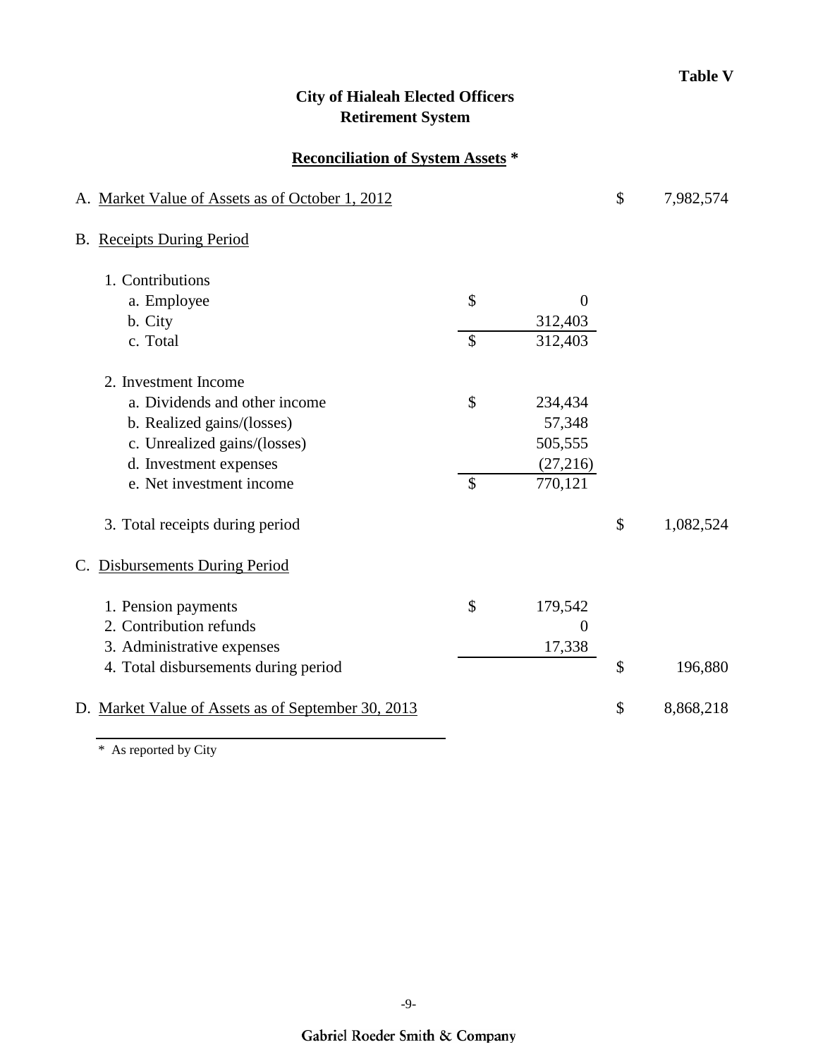**Table V**

**City of Hialeah Elected Officers**
**Retirement System**

**Reconciliation of System Assets ***

| | | | | |
|---|---|---|---|---|
| A. Market Value of Assets as of October 1, 2012 | | | $ | 7,982,574 |
| B. Receipts During Period | | | | |
| 1. Contributions | | | | |
| a. Employee | $ | 0 | | |
| b. City | | 312,403 | | |
| c. Total | $ | 312,403 | | |
| 2. Investment Income | | | | |
| a. Dividends and other income | $ | 234,434 | | |
| b. Realized gains/(losses) | | 57,348 | | |
| c. Unrealized gains/(losses) | | 505,555 | | |
| d. Investment expenses | | (27,216) | | |
| e. Net investment income | $ | 770,121 | | |
| 3. Total receipts during period | | | $ | 1,082,524 |
| C. Disbursements During Period | | | | |
| 1. Pension payments | $ | 179,542 | | |
| 2. Contribution refunds | | 0 | | |
| 3. Administrative expenses | | 17,338 | | |
| 4. Total disbursements during period | | | $ | 196,880 |
| D. Market Value of Assets as of September 30, 2013 | | | $ | 8,868,218 |

* As reported by City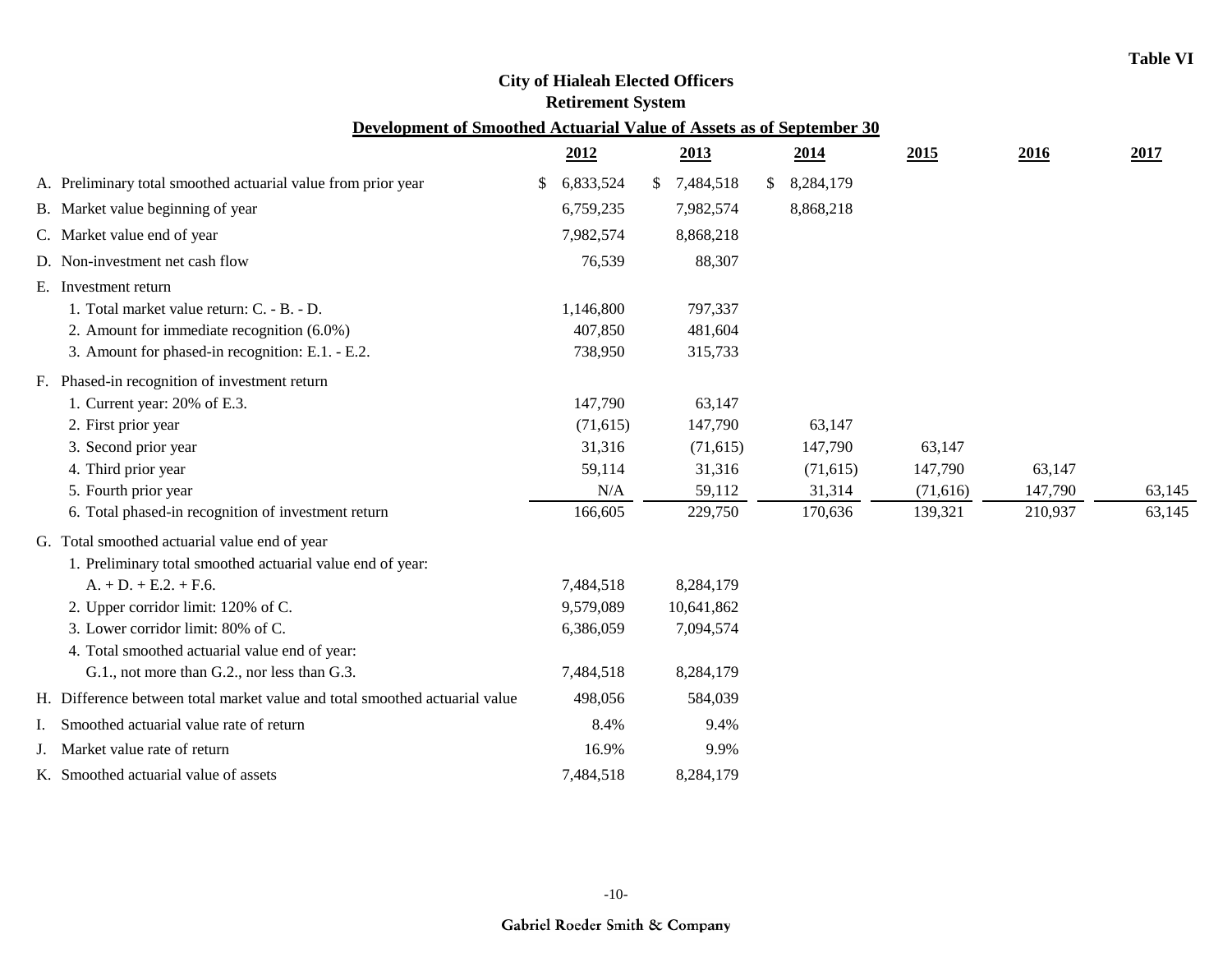**Table VI**

# City of Hialeah Elected Officers Retirement System

## Development of Smoothed Actuarial Value of Assets as of September 30

| | 2012 | 2013 | 2014 | 2015 | 2016 | 2017 |
|---|---|---|---|---|---|---|
| A. Preliminary total smoothed actuarial value from prior year | $ 6,833,524 | $ 7,484,518 | $ 8,284,179 | | | |
| B. Market value beginning of year | 6,759,235 | 7,982,574 | 8,868,218 | | | |
| C. Market value end of year | 7,982,574 | 8,868,218 | | | | |
| D. Non-investment net cash flow | 76,539 | 88,307 | | | | |
| E. Investment return | | | | | | |
| 1. Total market value return: C. - B. - D. | 1,146,800 | 797,337 | | | | |
| 2. Amount for immediate recognition (6.0%) | 407,850 | 481,604 | | | | |
| 3. Amount for phased-in recognition: E.1. - E.2. | 738,950 | 315,733 | | | | |
| F. Phased-in recognition of investment return | | | | | | |
| 1. Current year: 20% of E.3. | 147,790 | 63,147 | | | | |
| 2. First prior year | (71,615) | 147,790 | 63,147 | | | |
| 3. Second prior year | 31,316 | (71,615) | 147,790 | 63,147 | | |
| 4. Third prior year | 59,114 | 31,316 | (71,615) | 147,790 | 63,147 | |
| 5. Fourth prior year | N/A | 59,112 | 31,314 | (71,616) | 147,790 | 63,145 |
| 6. Total phased-in recognition of investment return | 166,605 | 229,750 | 170,636 | 139,321 | 210,937 | 63,145 |
| G. Total smoothed actuarial value end of year | | | | | | |
| 1. Preliminary total smoothed actuarial value end of year: A. + D. + E.2. + F.6. | 7,484,518 | 8,284,179 | | | | |
| 2. Upper corridor limit: 120% of C. | 9,579,089 | 10,641,862 | | | | |
| 3. Lower corridor limit: 80% of C. | 6,386,059 | 7,094,574 | | | | |
| 4. Total smoothed actuarial value end of year: G.1., not more than G.2., nor less than G.3. | 7,484,518 | 8,284,179 | | | | |
| H. Difference between total market value and total smoothed actuarial value | 498,056 | 584,039 | | | | |
| I. Smoothed actuarial value rate of return | 8.4% | 9.4% | | | | |
| J. Market value rate of return | 16.9% | 9.9% | | | | |
| K. Smoothed actuarial value of assets | 7,484,518 | 8,284,179 | | | | |

Gabriel Roeder Smith & Company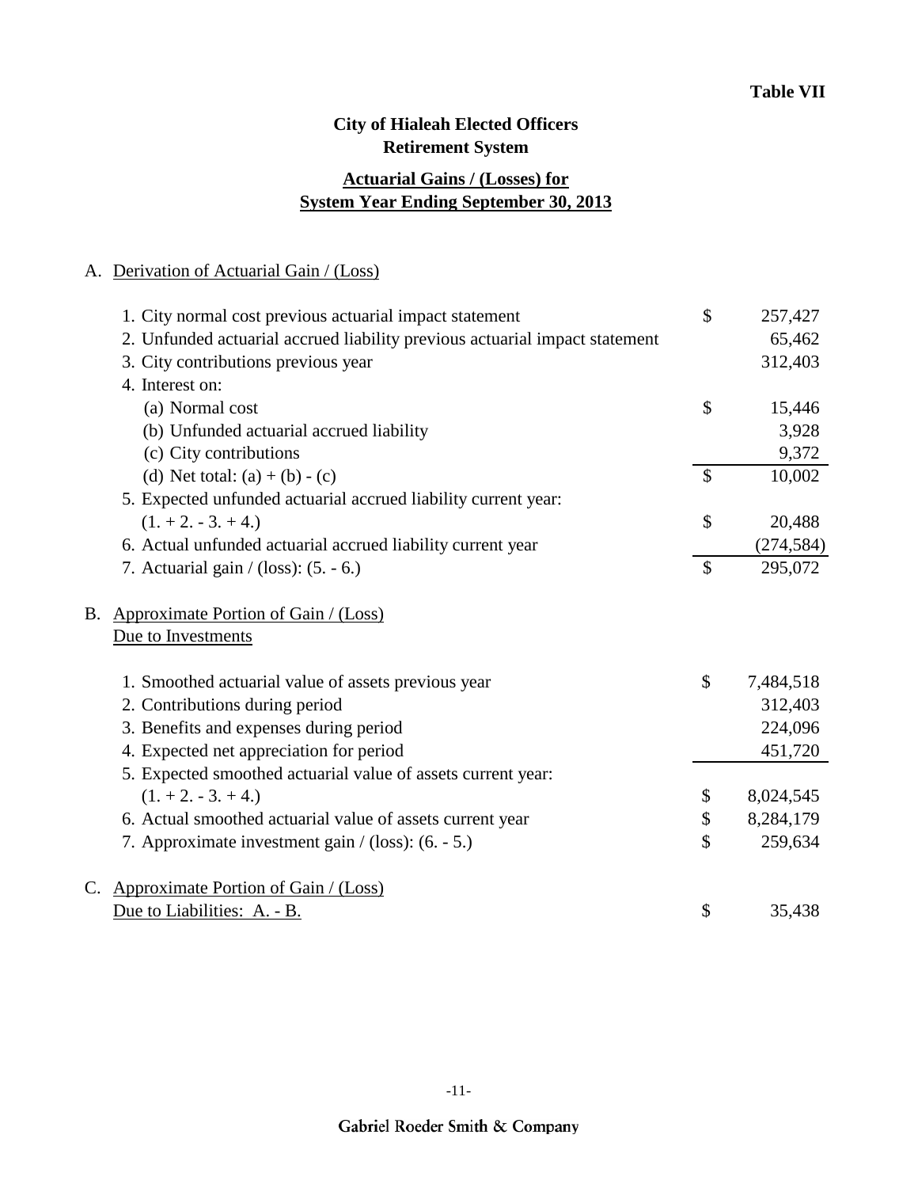**Table VII**

# City of Hialeah Elected Officers
# Retirement System

## Actuarial Gains / (Losses) for System Year Ending September 30, 2013

### A. Derivation of Actuarial Gain / (Loss)

| | | |
|---|---|---|
| 1. City normal cost previous actuarial impact statement | $ | 257,427 |
| 2. Unfunded actuarial accrued liability previous actuarial impact statement | | 65,462 |
| 3. City contributions previous year | | 312,403 |
| 4. Interest on: | | |
| (a) Normal cost | $ | 15,446 |
| (b) Unfunded actuarial accrued liability | | 3,928 |
| (c) City contributions | | 9,372 |
| (d) Net total: (a) + (b) - (c) | $ | 10,002 |
| 5. Expected unfunded actuarial accrued liability current year: (1. + 2. - 3. + 4.) | $ | 20,488 |
| 6. Actual unfunded actuarial accrued liability current year | | (274,584) |
| 7. Actuarial gain / (loss): (5. - 6.) | $ | 295,072 |

### B. Approximate Portion of Gain / (Loss) Due to Investments

| | | |
|---|---|---|
| 1. Smoothed actuarial value of assets previous year | $ | 7,484,518 |
| 2. Contributions during period | | 312,403 |
| 3. Benefits and expenses during period | | 224,096 |
| 4. Expected net appreciation for period | | 451,720 |
| 5. Expected smoothed actuarial value of assets current year: (1. + 2. - 3. + 4.) | $ | 8,024,545 |
| 6. Actual smoothed actuarial value of assets current year | $ | 8,284,179 |
| 7. Approximate investment gain / (loss): (6. - 5.) | $ | 259,634 |

### C. Approximate Portion of Gain / (Loss) Due to Liabilities: A. - B.

| | | |
|---|---|---|
| Due to Liabilities: A. - B. | $ | 35,438 |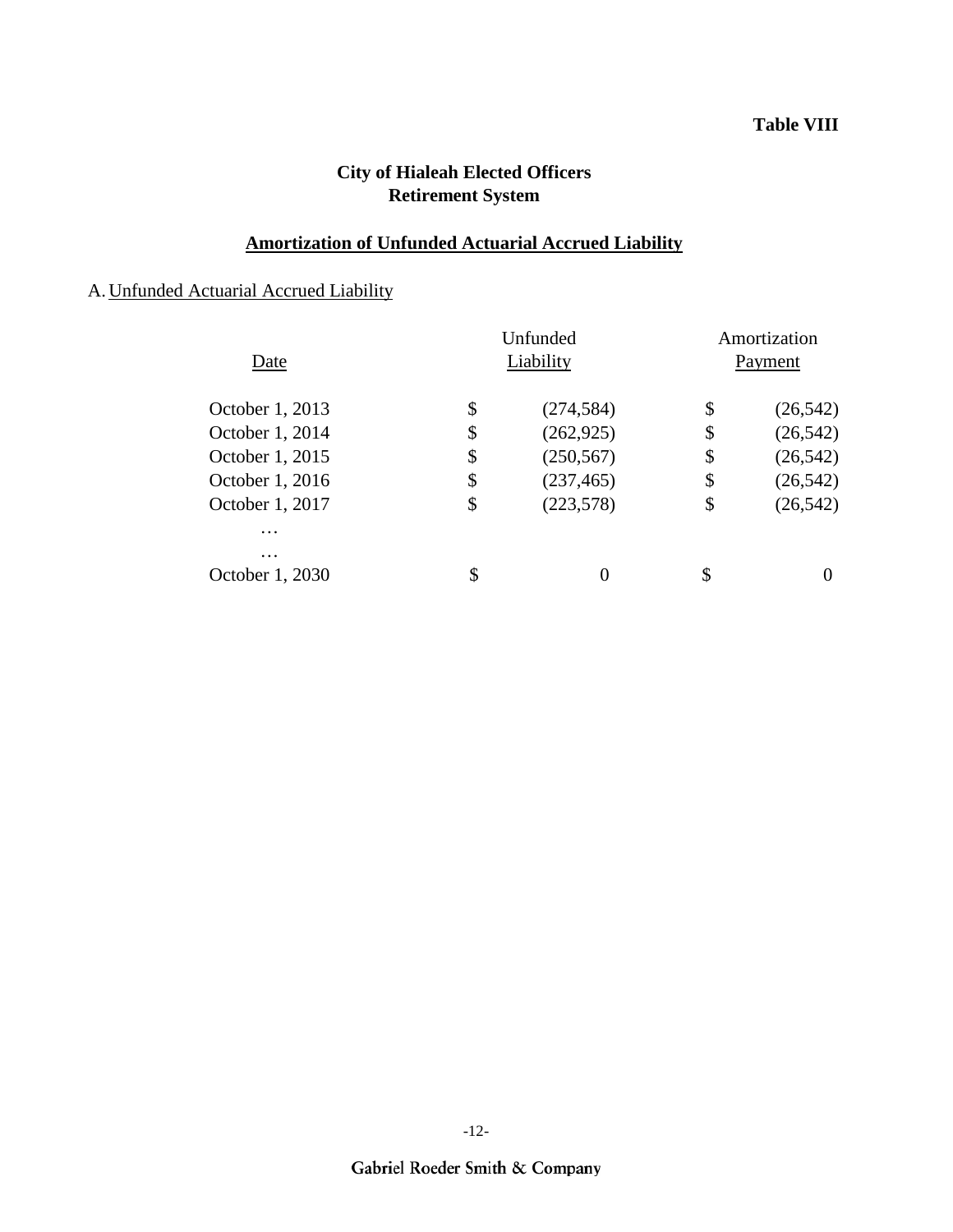**Table VIII**

# City of Hialeah Elected Officers Retirement System

## Amortization of Unfunded Actuarial Accrued Liability

A. Unfunded Actuarial Accrued Liability

| Date | Unfunded Liability | Amortization Payment |
|---|---|---|
| October 1, 2013 | $ (274,584) | $ (26,542) |
| October 1, 2014 | $ (262,925) | $ (26,542) |
| October 1, 2015 | $ (250,567) | $ (26,542) |
| October 1, 2016 | $ (237,465) | $ (26,542) |
| October 1, 2017 | $ (223,578) | $ (26,542) |
| … | | |
| … | | |
| October 1, 2030 | $ 0 | $ 0 |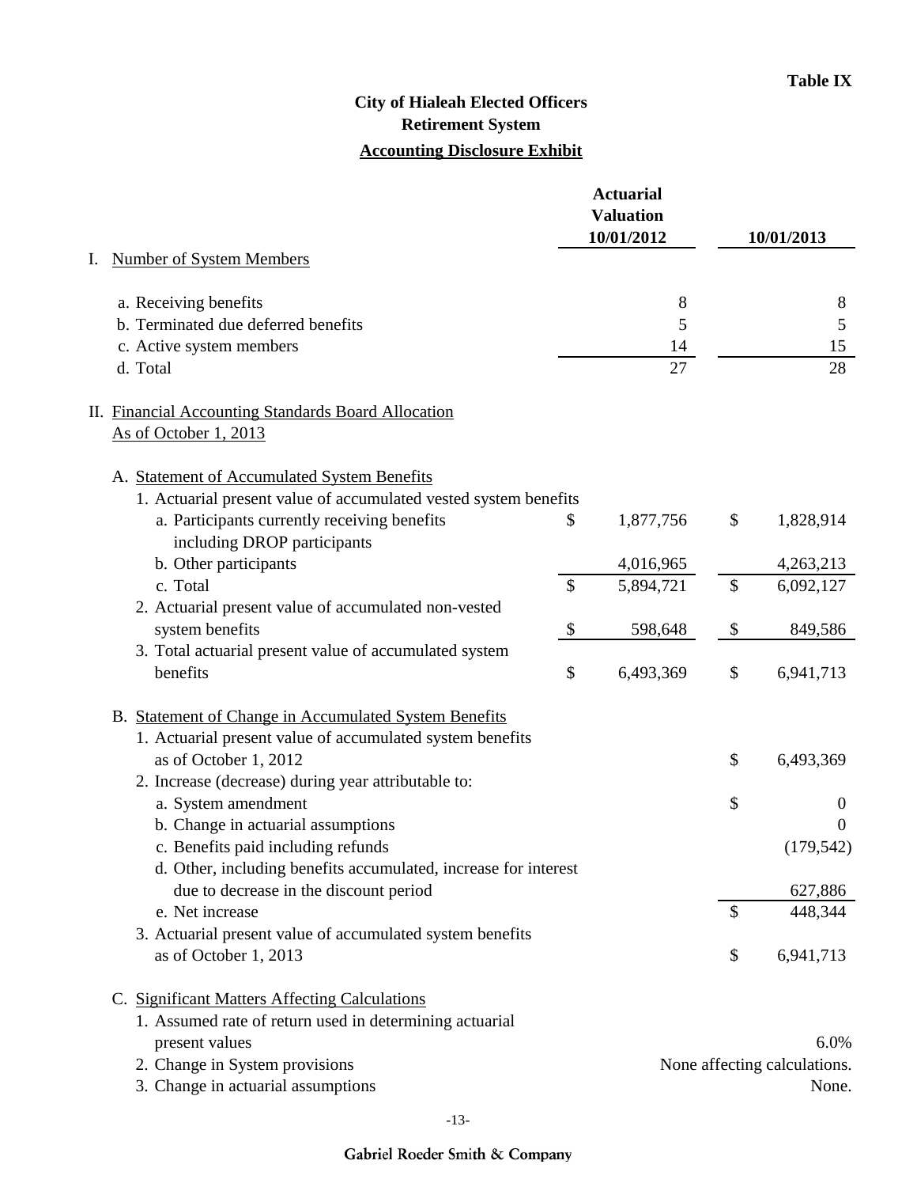**Table IX**

# City of Hialeah Elected Officers Retirement System

## Accounting Disclosure Exhibit

| | Actuarial Valuation 10/01/2012 | 10/01/2013 |
|---|---|---|
| **I. Number of System Members** | | |
| a. Receiving benefits | 8 | 8 |
| b. Terminated due deferred benefits | 5 | 5 |
| c. Active system members | 14 | 15 |
| d. Total | 27 | 28 |
| **II. Financial Accounting Standards Board Allocation As of October 1, 2013** | | |
| **A. Statement of Accumulated System Benefits** | | |
| 1. Actuarial present value of accumulated vested system benefits | | |
| a. Participants currently receiving benefits including DROP participants | $ 1,877,756 | $ 1,828,914 |
| b. Other participants | 4,016,965 | 4,263,213 |
| c. Total | $ 5,894,721 | $ 6,092,127 |
| 2. Actuarial present value of accumulated non-vested system benefits | $ 598,648 | $ 849,586 |
| 3. Total actuarial present value of accumulated system benefits | $ 6,493,369 | $ 6,941,713 |
| **B. Statement of Change in Accumulated System Benefits** | | |
| 1. Actuarial present value of accumulated system benefits as of October 1, 2012 | | $ 6,493,369 |
| 2. Increase (decrease) during year attributable to: | | |
| a. System amendment | | $ 0 |
| b. Change in actuarial assumptions | | 0 |
| c. Benefits paid including refunds | | (179,542) |
| d. Other, including benefits accumulated, increase for interest due to decrease in the discount period | | 627,886 |
| e. Net increase | | $ 448,344 |
| 3. Actuarial present value of accumulated system benefits as of October 1, 2013 | | $ 6,941,713 |
| **C. Significant Matters Affecting Calculations** | | |
| 1. Assumed rate of return used in determining actuarial present values | | 6.0% |
| 2. Change in System provisions | | None affecting calculations. |
| 3. Change in actuarial assumptions | | None. |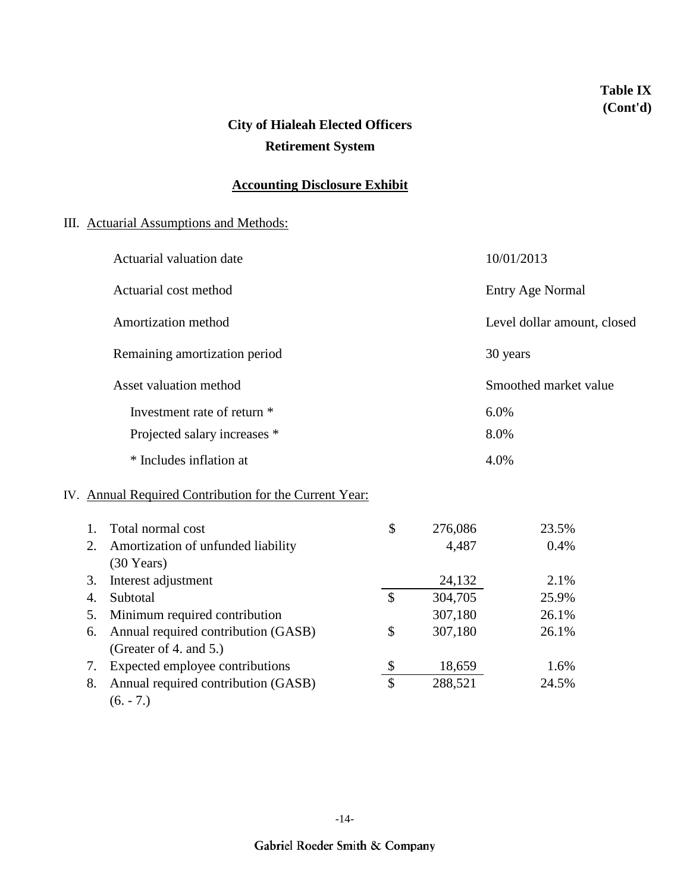**Table IX (Cont'd)**

## City of Hialeah Elected Officers
## Retirement System

### Accounting Disclosure Exhibit

III. Actuarial Assumptions and Methods:

| | |
|---|---|
| Actuarial valuation date | 10/01/2013 |
| Actuarial cost method | Entry Age Normal |
| Amortization method | Level dollar amount, closed |
| Remaining amortization period | 30 years |
| Asset valuation method | Smoothed market value |
| Investment rate of return * | 6.0% |
| Projected salary increases * | 8.0% |
| * Includes inflation at | 4.0% |

IV. Annual Required Contribution for the Current Year:

| | | | | |
|---|---|---|---|---|
| 1. | Total normal cost | $ | 276,086 | 23.5% |
| 2. | Amortization of unfunded liability (30 Years) | | 4,487 | 0.4% |
| 3. | Interest adjustment | | 24,132 | 2.1% |
| 4. | Subtotal | $ | 304,705 | 25.9% |
| 5. | Minimum required contribution | | 307,180 | 26.1% |
| 6. | Annual required contribution (GASB) (Greater of 4. and 5.) | $ | 307,180 | 26.1% |
| 7. | Expected employee contributions | $ | 18,659 | 1.6% |
| 8. | Annual required contribution (GASB) (6. - 7.) | $ | 288,521 | 24.5% |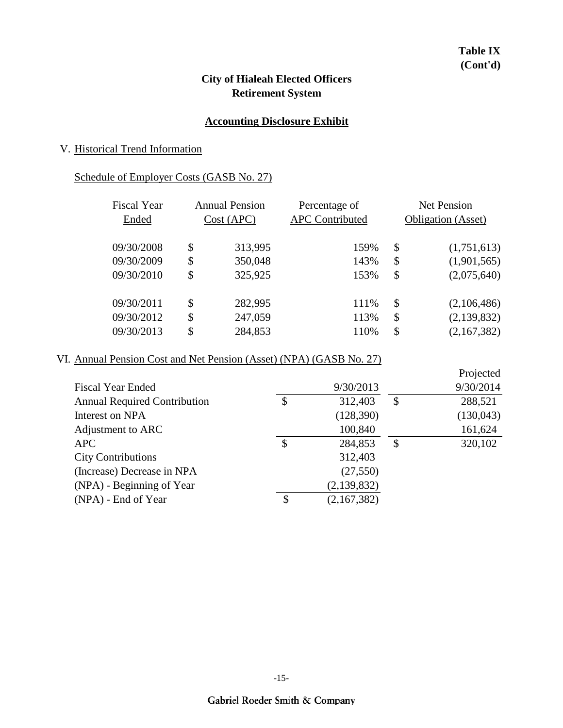**Table IX (Cont'd)**

**City of Hialeah Elected Officers Retirement System**

**Accounting Disclosure Exhibit**

## V. Historical Trend Information

### Schedule of Employer Costs (GASB No. 27)

| Fiscal Year Ended | Annual Pension Cost (APC) | Percentage of APC Contributed | Net Pension Obligation (Asset) |
|---|---|---|---|
| 09/30/2008 | $ 313,995 | 159% | $ (1,751,613) |
| 09/30/2009 | $ 350,048 | 143% | $ (1,901,565) |
| 09/30/2010 | $ 325,925 | 153% | $ (2,075,640) |
| 09/30/2011 | $ 282,995 | 111% | $ (2,106,486) |
| 09/30/2012 | $ 247,059 | 113% | $ (2,139,832) |
| 09/30/2013 | $ 284,853 | 110% | $ (2,167,382) |

## VI. Annual Pension Cost and Net Pension (Asset) (NPA) (GASB No. 27)

| Fiscal Year Ended | 9/30/2013 | Projected 9/30/2014 |
|---|---|---|
| Annual Required Contribution | $ 312,403 | $ 288,521 |
| Interest on NPA | (128,390) | (130,043) |
| Adjustment to ARC | 100,840 | 161,624 |
| APC | $ 284,853 | $ 320,102 |
| City Contributions | 312,403 | |
| (Increase) Decrease in NPA | (27,550) | |
| (NPA) - Beginning of Year | (2,139,832) | |
| (NPA) - End of Year | $ (2,167,382) | |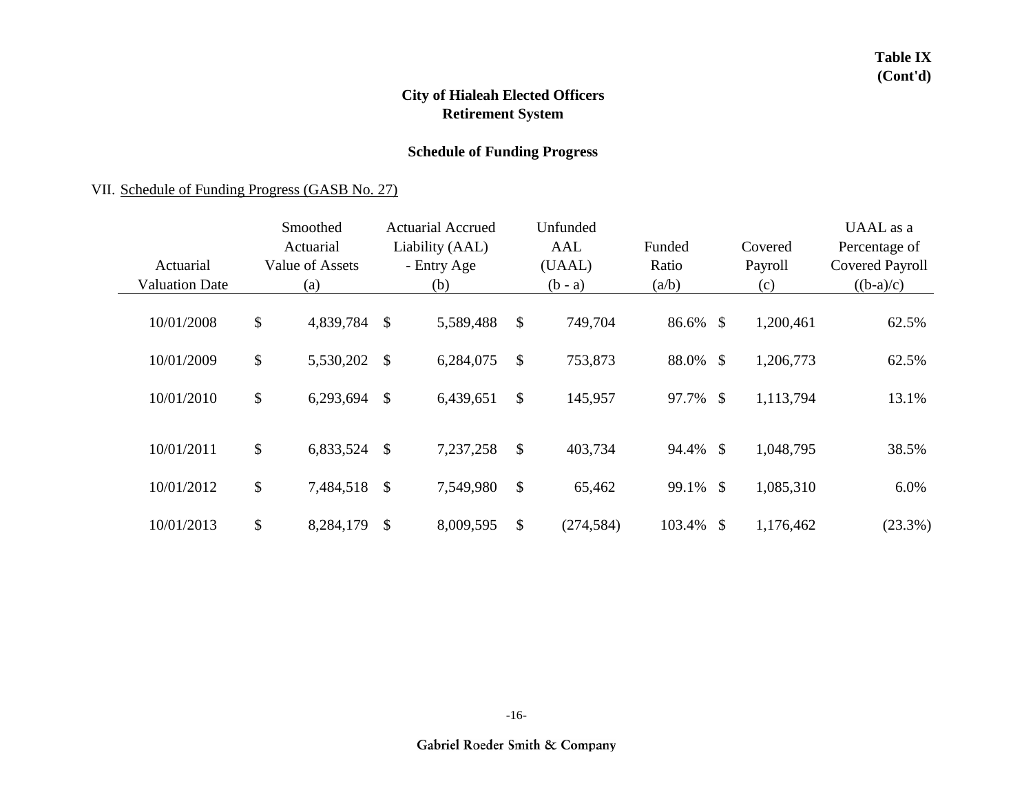**Table IX**
**(Cont'd)**

## City of Hialeah Elected Officers Retirement System

### Schedule of Funding Progress

VII. Schedule of Funding Progress (GASB No. 27)

| Actuarial Valuation Date | Smoothed Actuarial Value of Assets (a) | Actuarial Accrued Liability (AAL) - Entry Age (b) | Unfunded AAL (UAAL) (b - a) | Funded Ratio (a/b) | Covered Payroll (c) | UAAL as a Percentage of Covered Payroll ((b-a)/c) |
|---|---|---|---|---|---|---|
| 10/01/2008 | $ 4,839,784 | $ 5,589,488 | $ 749,704 | 86.6% | $ 1,200,461 | 62.5% |
| 10/01/2009 | $ 5,530,202 | $ 6,284,075 | $ 753,873 | 88.0% | $ 1,206,773 | 62.5% |
| 10/01/2010 | $ 6,293,694 | $ 6,439,651 | $ 145,957 | 97.7% | $ 1,113,794 | 13.1% |
| 10/01/2011 | $ 6,833,524 | $ 7,237,258 | $ 403,734 | 94.4% | $ 1,048,795 | 38.5% |
| 10/01/2012 | $ 7,484,518 | $ 7,549,980 | $ 65,462 | 99.1% | $ 1,085,310 | 6.0% |
| 10/01/2013 | $ 8,284,179 | $ 8,009,595 | $ (274,584) | 103.4% | $ 1,176,462 | (23.3%) |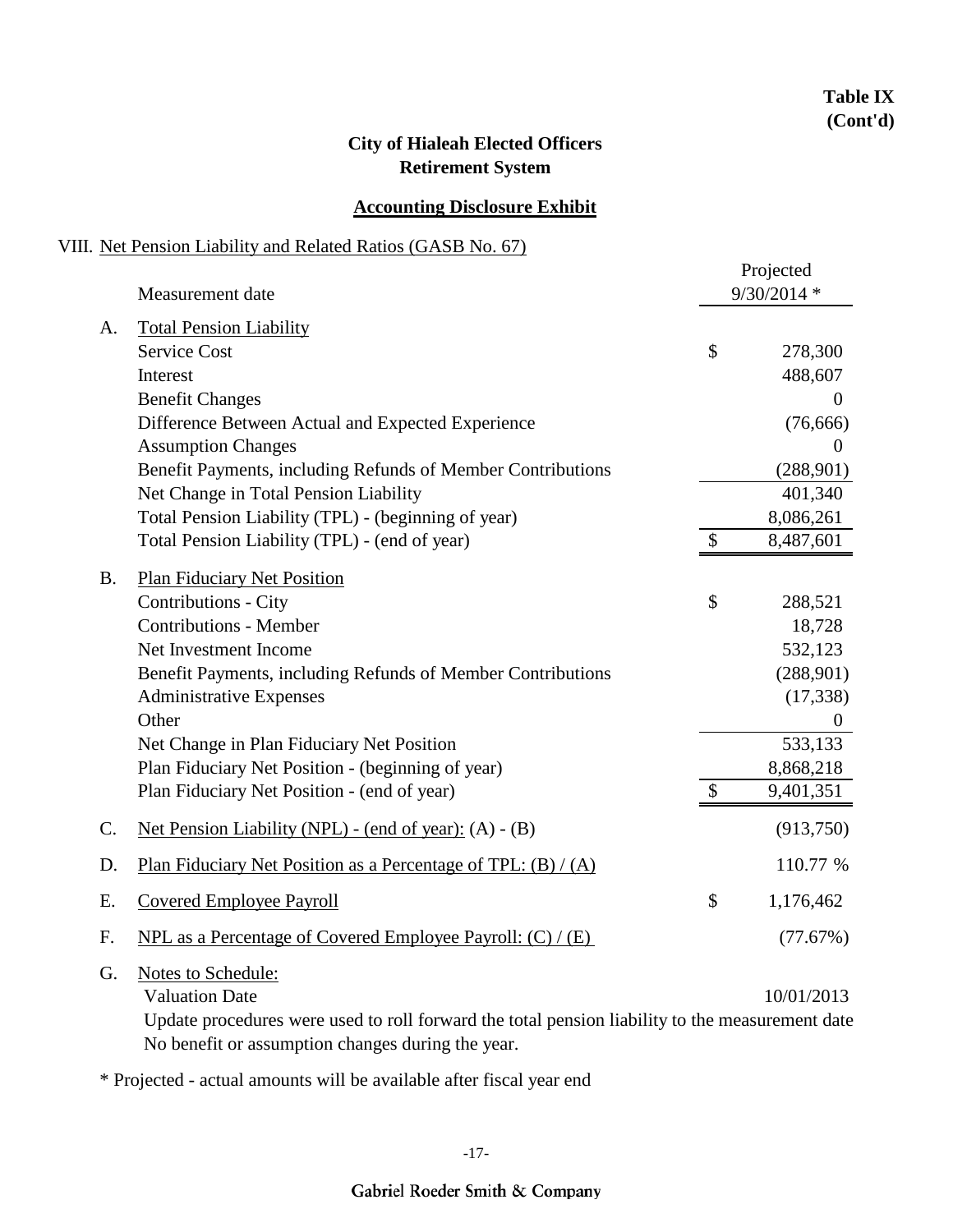**Table IX (Cont'd)**

# City of Hialeah Elected Officers Retirement System

## Accounting Disclosure Exhibit

VIII. Net Pension Liability and Related Ratios (GASB No. 67)

| | Measurement date | | Projected 9/30/2014 * |
|---|---|---|---|
| A. | Total Pension Liability | | |
| | Service Cost | $ | 278,300 |
| | Interest | | 488,607 |
| | Benefit Changes | | 0 |
| | Difference Between Actual and Expected Experience | | (76,666) |
| | Assumption Changes | | 0 |
| | Benefit Payments, including Refunds of Member Contributions | | (288,901) |
| | Net Change in Total Pension Liability | | 401,340 |
| | Total Pension Liability (TPL) - (beginning of year) | | 8,086,261 |
| | Total Pension Liability (TPL) - (end of year) | $ | 8,487,601 |
| B. | Plan Fiduciary Net Position | | |
| | Contributions - City | $ | 288,521 |
| | Contributions - Member | | 18,728 |
| | Net Investment Income | | 532,123 |
| | Benefit Payments, including Refunds of Member Contributions | | (288,901) |
| | Administrative Expenses | | (17,338) |
| | Other | | 0 |
| | Net Change in Plan Fiduciary Net Position | | 533,133 |
| | Plan Fiduciary Net Position - (beginning of year) | | 8,868,218 |
| | Plan Fiduciary Net Position - (end of year) | $ | 9,401,351 |
| C. | Net Pension Liability (NPL) - (end of year): (A) - (B) | | (913,750) |
| D. | Plan Fiduciary Net Position as a Percentage of TPL: (B) / (A) | | 110.77 % |
| E. | Covered Employee Payroll | $ | 1,176,462 |
| F. | NPL as a Percentage of Covered Employee Payroll: (C) / (E) | | (77.67%) |

G. Notes to Schedule:

Valuation Date 10/01/2013

Update procedures were used to roll forward the total pension liability to the measurement date

No benefit or assumption changes during the year.

* Projected - actual amounts will be available after fiscal year end

Gabriel Roeder Smith & Company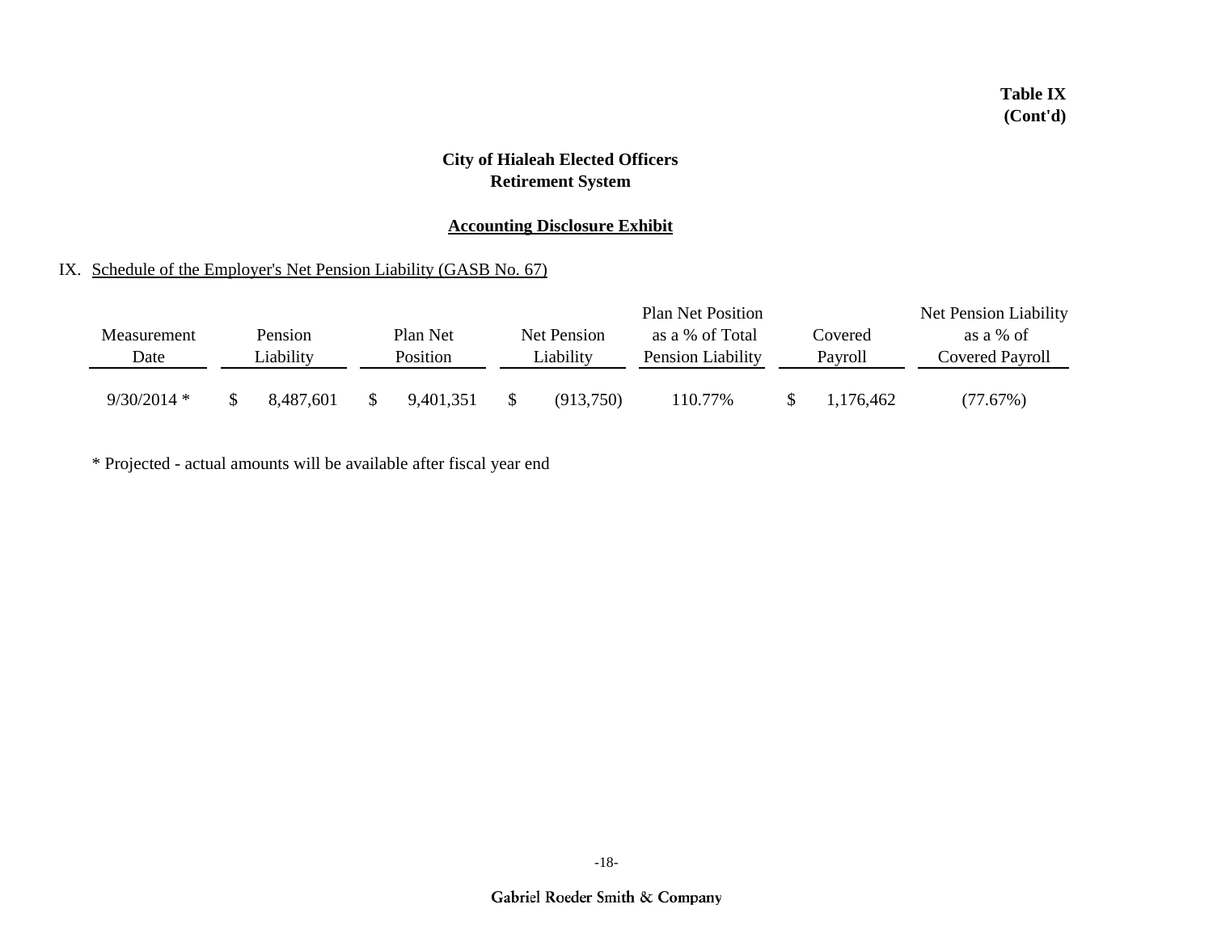**Table IX**
**(Cont'd)**

## City of Hialeah Elected Officers Retirement System

### Accounting Disclosure Exhibit

IX. Schedule of the Employer's Net Pension Liability (GASB No. 67)

| Measurement Date | Pension Liability | Plan Net Position | Net Pension Liability | Plan Net Position as a % of Total Pension Liability | Covered Payroll | Net Pension Liability as a % of Covered Payroll |
|---|---|---|---|---|---|---|
| 9/30/2014 * | $ 8,487,601 | $ 9,401,351 | $ (913,750) | 110.77% | $ 1,176,462 | (77.67%) |

* Projected - actual amounts will be available after fiscal year end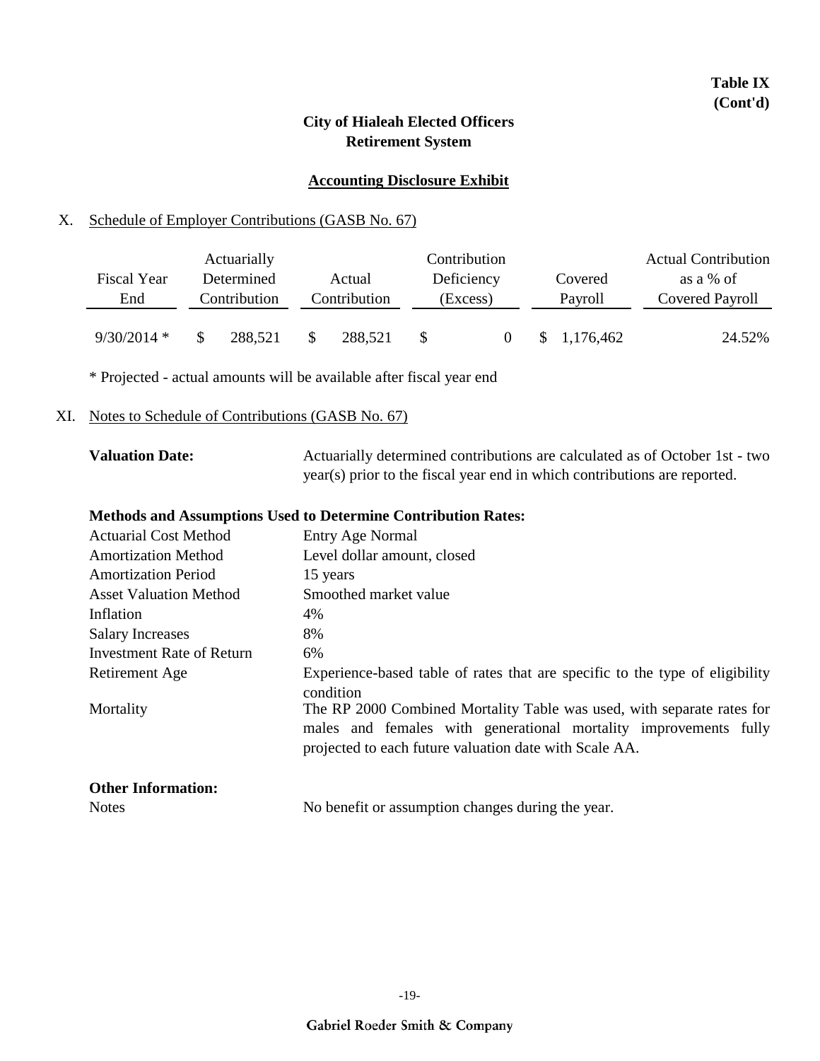**Table IX (Cont'd)**

## City of Hialeah Elected Officers Retirement System

### Accounting Disclosure Exhibit

X. Schedule of Employer Contributions (GASB No. 67)

| Fiscal Year End | Actuarially Determined Contribution | Actual Contribution | Contribution Deficiency (Excess) | Covered Payroll | Actual Contribution as a % of Covered Payroll |
|---|---|---|---|---|---|
| 9/30/2014 * | $ 288,521 | $ 288,521 | $ 0 | $ 1,176,462 | 24.52% |

* Projected - actual amounts will be available after fiscal year end

XI. Notes to Schedule of Contributions (GASB No. 67)

**Valuation Date:** Actuarially determined contributions are calculated as of October 1st - two year(s) prior to the fiscal year end in which contributions are reported.

**Methods and Assumptions Used to Determine Contribution Rates:**

| | |
|---|---|
| Actuarial Cost Method | Entry Age Normal |
| Amortization Method | Level dollar amount, closed |
| Amortization Period | 15 years |
| Asset Valuation Method | Smoothed market value |
| Inflation | 4% |
| Salary Increases | 8% |
| Investment Rate of Return | 6% |
| Retirement Age | Experience-based table of rates that are specific to the type of eligibility condition |
| Mortality | The RP 2000 Combined Mortality Table was used, with separate rates for males and females with generational mortality improvements fully projected to each future valuation date with Scale AA. |

**Other Information:**

| | |
|---|---|
| Notes | No benefit or assumption changes during the year. |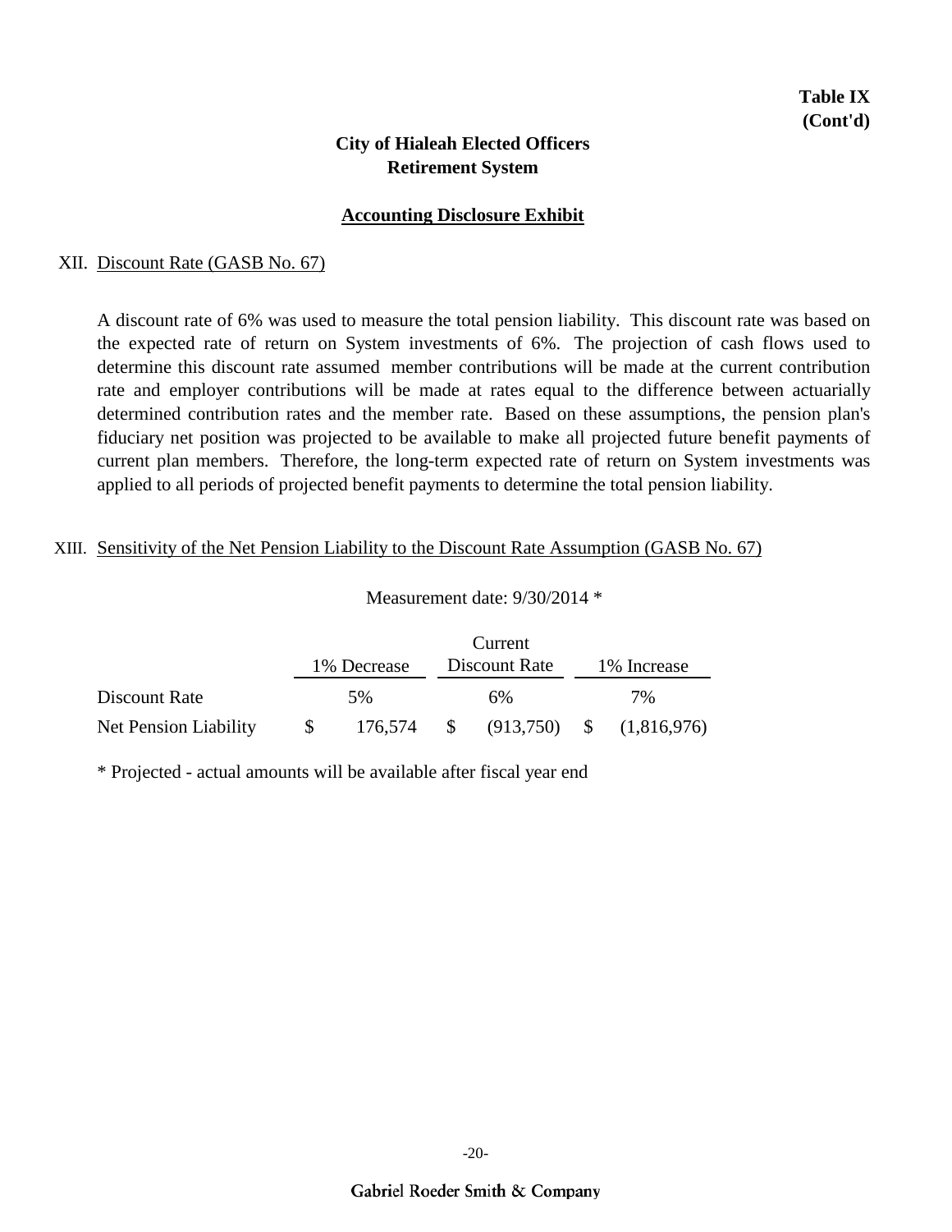**Table IX (Cont'd)**

**City of Hialeah Elected Officers Retirement System**

**Accounting Disclosure Exhibit**

XII. Discount Rate (GASB No. 67)

A discount rate of 6% was used to measure the total pension liability. This discount rate was based on the expected rate of return on System investments of 6%. The projection of cash flows used to determine this discount rate assumed member contributions will be made at the current contribution rate and employer contributions will be made at rates equal to the difference between actuarially determined contribution rates and the member rate. Based on these assumptions, the pension plan's fiduciary net position was projected to be available to make all projected future benefit payments of current plan members. Therefore, the long-term expected rate of return on System investments was applied to all periods of projected benefit payments to determine the total pension liability.

XIII. Sensitivity of the Net Pension Liability to the Discount Rate Assumption (GASB No. 67)

Measurement date: 9/30/2014 *

| | 1% Decrease | Current Discount Rate | 1% Increase |
|---|---|---|---|
| Discount Rate | 5% | 6% | 7% |
| Net Pension Liability | $ 176,574 | $ (913,750) | $ (1,816,976) |

* Projected - actual amounts will be available after fiscal year end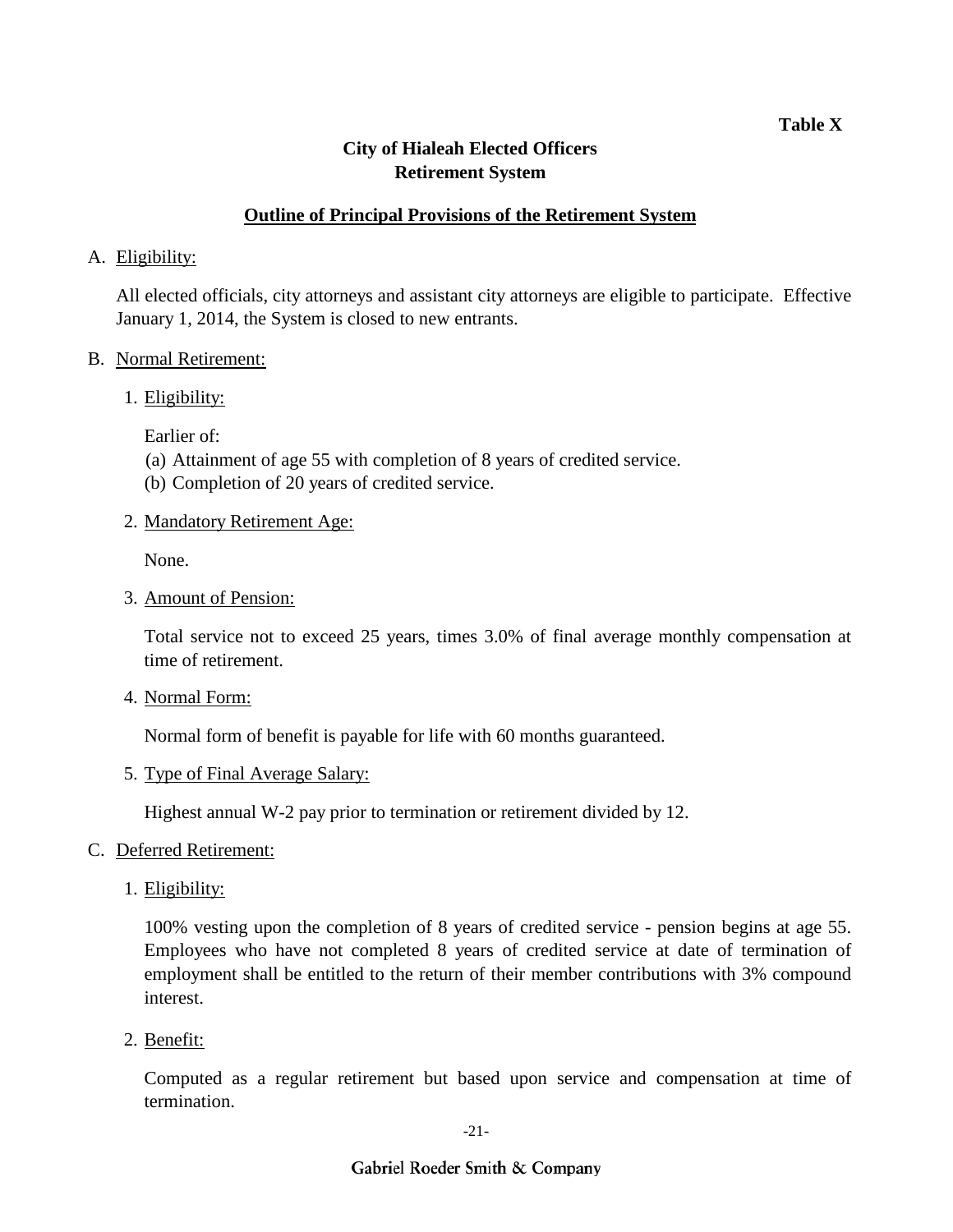**Table X**

# City of Hialeah Elected Officers Retirement System

## Outline of Principal Provisions of the Retirement System

A. Eligibility:

All elected officials, city attorneys and assistant city attorneys are eligible to participate. Effective January 1, 2014, the System is closed to new entrants.

B. Normal Retirement:

1. Eligibility:

   Earlier of:
   (a) Attainment of age 55 with completion of 8 years of credited service.
   (b) Completion of 20 years of credited service.

2. Mandatory Retirement Age:

   None.

3. Amount of Pension:

   Total service not to exceed 25 years, times 3.0% of final average monthly compensation at time of retirement.

4. Normal Form:

   Normal form of benefit is payable for life with 60 months guaranteed.

5. Type of Final Average Salary:

   Highest annual W-2 pay prior to termination or retirement divided by 12.

C. Deferred Retirement:

1. Eligibility:

   100% vesting upon the completion of 8 years of credited service - pension begins at age 55. Employees who have not completed 8 years of credited service at date of termination of employment shall be entitled to the return of their member contributions with 3% compound interest.

2. Benefit:

   Computed as a regular retirement but based upon service and compensation at time of termination.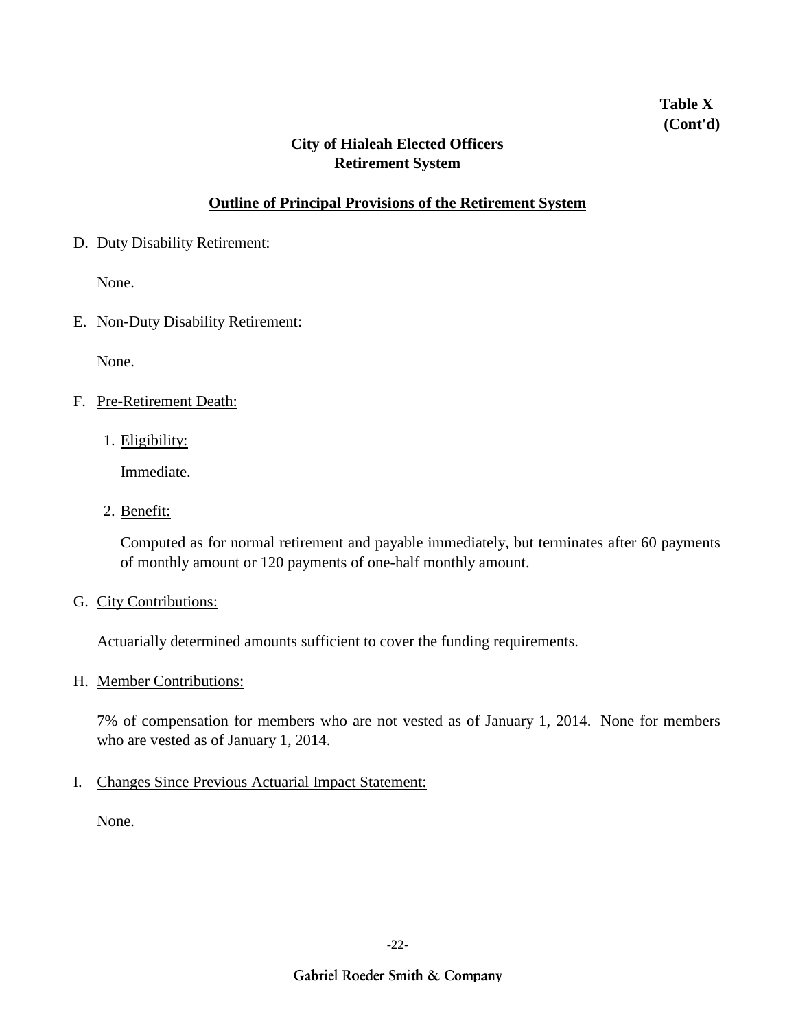**Table X (Cont'd)**

## City of Hialeah Elected Officers Retirement System

### Outline of Principal Provisions of the Retirement System

D. Duty Disability Retirement:

None.

E. Non-Duty Disability Retirement:

None.

F. Pre-Retirement Death:

1. Eligibility:

   Immediate.

2. Benefit:

   Computed as for normal retirement and payable immediately, but terminates after 60 payments of monthly amount or 120 payments of one-half monthly amount.

G. City Contributions:

Actuarially determined amounts sufficient to cover the funding requirements.

H. Member Contributions:

7% of compensation for members who are not vested as of January 1, 2014. None for members who are vested as of January 1, 2014.

I. Changes Since Previous Actuarial Impact Statement:

None.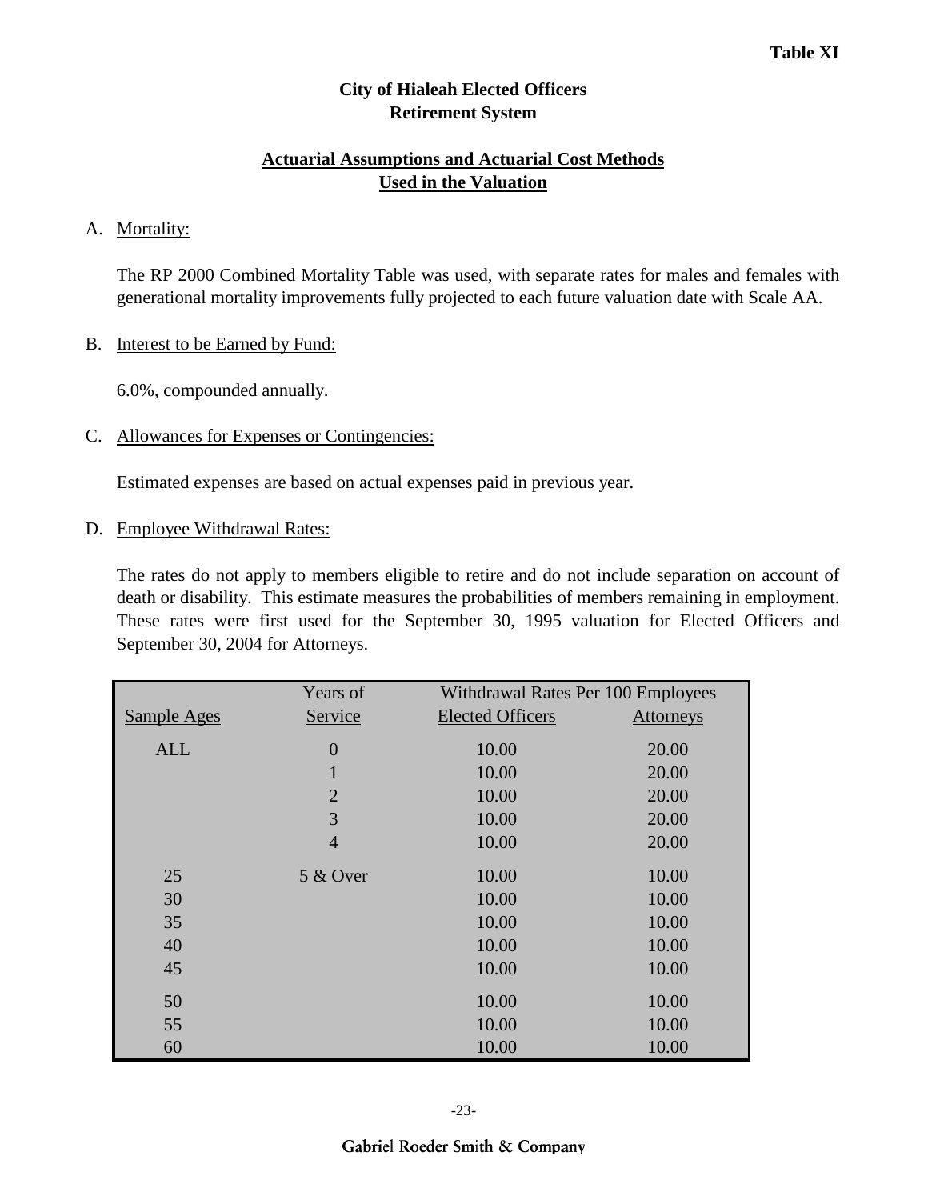**Table XI**

# City of Hialeah Elected Officers
# Retirement System

## Actuarial Assumptions and Actuarial Cost Methods Used in the Valuation

A. Mortality:

The RP 2000 Combined Mortality Table was used, with separate rates for males and females with generational mortality improvements fully projected to each future valuation date with Scale AA.

B. Interest to be Earned by Fund:

6.0%, compounded annually.

C. Allowances for Expenses or Contingencies:

Estimated expenses are based on actual expenses paid in previous year.

D. Employee Withdrawal Rates:

The rates do not apply to members eligible to retire and do not include separation on account of death or disability. This estimate measures the probabilities of members remaining in employment. These rates were first used for the September 30, 1995 valuation for Elected Officers and September 30, 2004 for Attorneys.

| Sample Ages | Years of Service | Withdrawal Rates Per 100 Employees Elected Officers | Attorneys |
|---|---|---|---|
| ALL | 0 | 10.00 | 20.00 |
| | 1 | 10.00 | 20.00 |
| | 2 | 10.00 | 20.00 |
| | 3 | 10.00 | 20.00 |
| | 4 | 10.00 | 20.00 |
| 25 | 5 & Over | 10.00 | 10.00 |
| 30 | | 10.00 | 10.00 |
| 35 | | 10.00 | 10.00 |
| 40 | | 10.00 | 10.00 |
| 45 | | 10.00 | 10.00 |
| 50 | | 10.00 | 10.00 |
| 55 | | 10.00 | 10.00 |
| 60 | | 10.00 | 10.00 |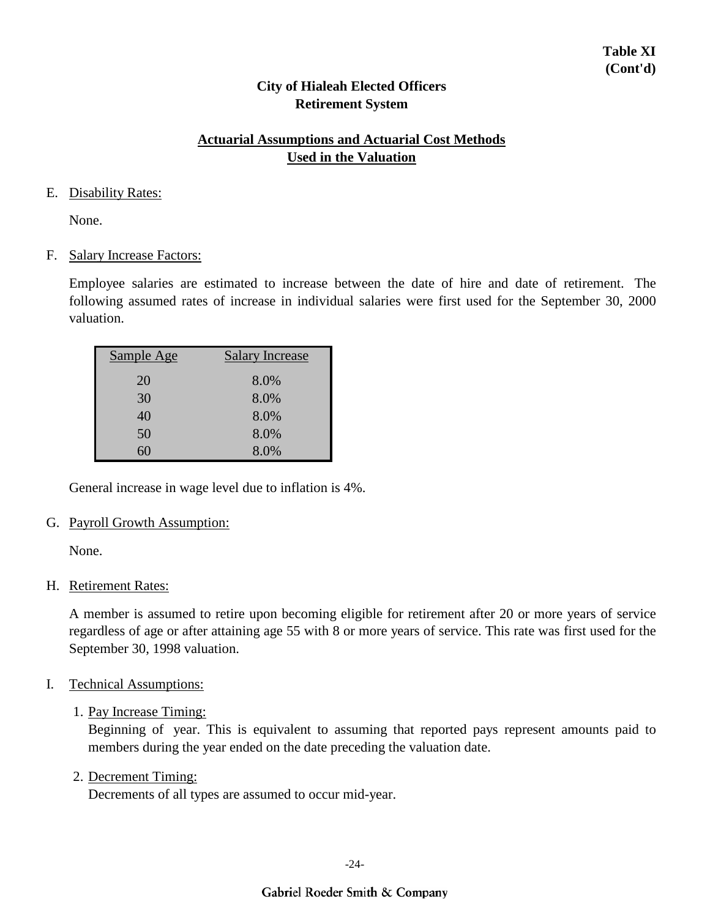**Table XI (Cont'd)**

## City of Hialeah Elected Officers Retirement System

### Actuarial Assumptions and Actuarial Cost Methods Used in the Valuation

E. Disability Rates:

None.

F. Salary Increase Factors:

Employee salaries are estimated to increase between the date of hire and date of retirement. The following assumed rates of increase in individual salaries were first used for the September 30, 2000 valuation.

| Sample Age | Salary Increase |
| --- | --- |
| 20 | 8.0% |
| 30 | 8.0% |
| 40 | 8.0% |
| 50 | 8.0% |
| 60 | 8.0% |

General increase in wage level due to inflation is 4%.

G. Payroll Growth Assumption:

None.

H. Retirement Rates:

A member is assumed to retire upon becoming eligible for retirement after 20 or more years of service regardless of age or after attaining age 55 with 8 or more years of service. This rate was first used for the September 30, 1998 valuation.

I. Technical Assumptions:

1. Pay Increase Timing:
   Beginning of year. This is equivalent to assuming that reported pays represent amounts paid to members during the year ended on the date preceding the valuation date.

2. Decrement Timing:
   Decrements of all types are assumed to occur mid-year.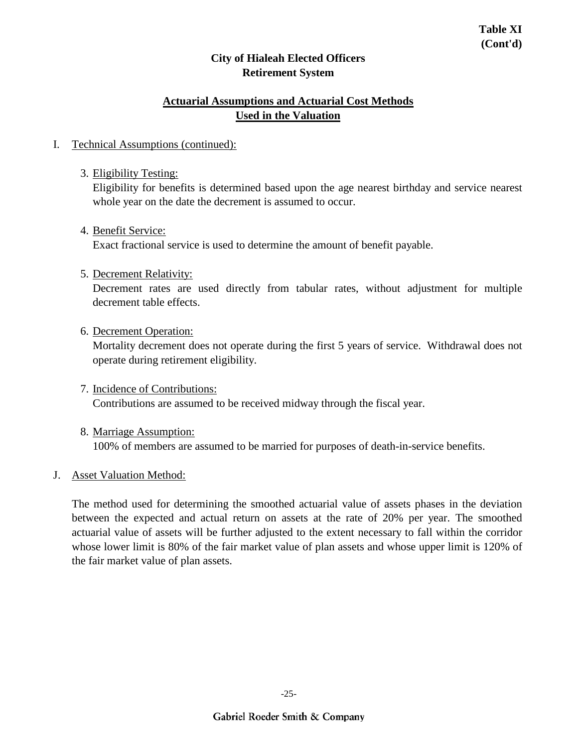**Table XI (Cont'd)**

**City of Hialeah Elected Officers Retirement System**

## Actuarial Assumptions and Actuarial Cost Methods Used in the Valuation

I. Technical Assumptions (continued):

3. Eligibility Testing:
   Eligibility for benefits is determined based upon the age nearest birthday and service nearest whole year on the date the decrement is assumed to occur.

4. Benefit Service:
   Exact fractional service is used to determine the amount of benefit payable.

5. Decrement Relativity:
   Decrement rates are used directly from tabular rates, without adjustment for multiple decrement table effects.

6. Decrement Operation:
   Mortality decrement does not operate during the first 5 years of service. Withdrawal does not operate during retirement eligibility.

7. Incidence of Contributions:
   Contributions are assumed to be received midway through the fiscal year.

8. Marriage Assumption:
   100% of members are assumed to be married for purposes of death-in-service benefits.

J. Asset Valuation Method:

The method used for determining the smoothed actuarial value of assets phases in the deviation between the expected and actual return on assets at the rate of 20% per year. The smoothed actuarial value of assets will be further adjusted to the extent necessary to fall within the corridor whose lower limit is 80% of the fair market value of plan assets and whose upper limit is 120% of the fair market value of plan assets.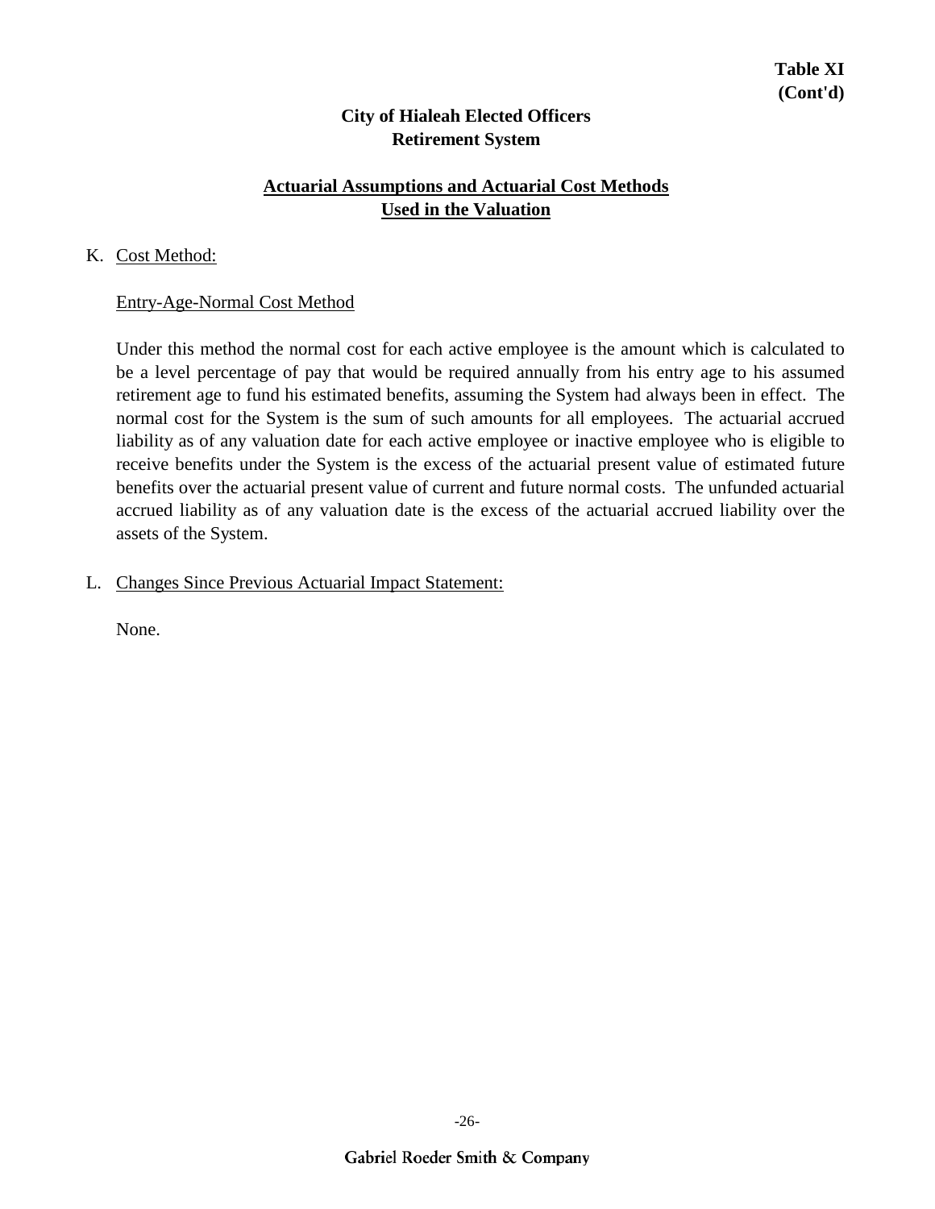**Table XI**
**(Cont'd)**

## City of Hialeah Elected Officers Retirement System

## Actuarial Assumptions and Actuarial Cost Methods Used in the Valuation

K. Cost Method:

Entry-Age-Normal Cost Method

Under this method the normal cost for each active employee is the amount which is calculated to be a level percentage of pay that would be required annually from his entry age to his assumed retirement age to fund his estimated benefits, assuming the System had always been in effect. The normal cost for the System is the sum of such amounts for all employees. The actuarial accrued liability as of any valuation date for each active employee or inactive employee who is eligible to receive benefits under the System is the excess of the actuarial present value of estimated future benefits over the actuarial present value of current and future normal costs. The unfunded actuarial accrued liability as of any valuation date is the excess of the actuarial accrued liability over the assets of the System.

L. Changes Since Previous Actuarial Impact Statement:

None.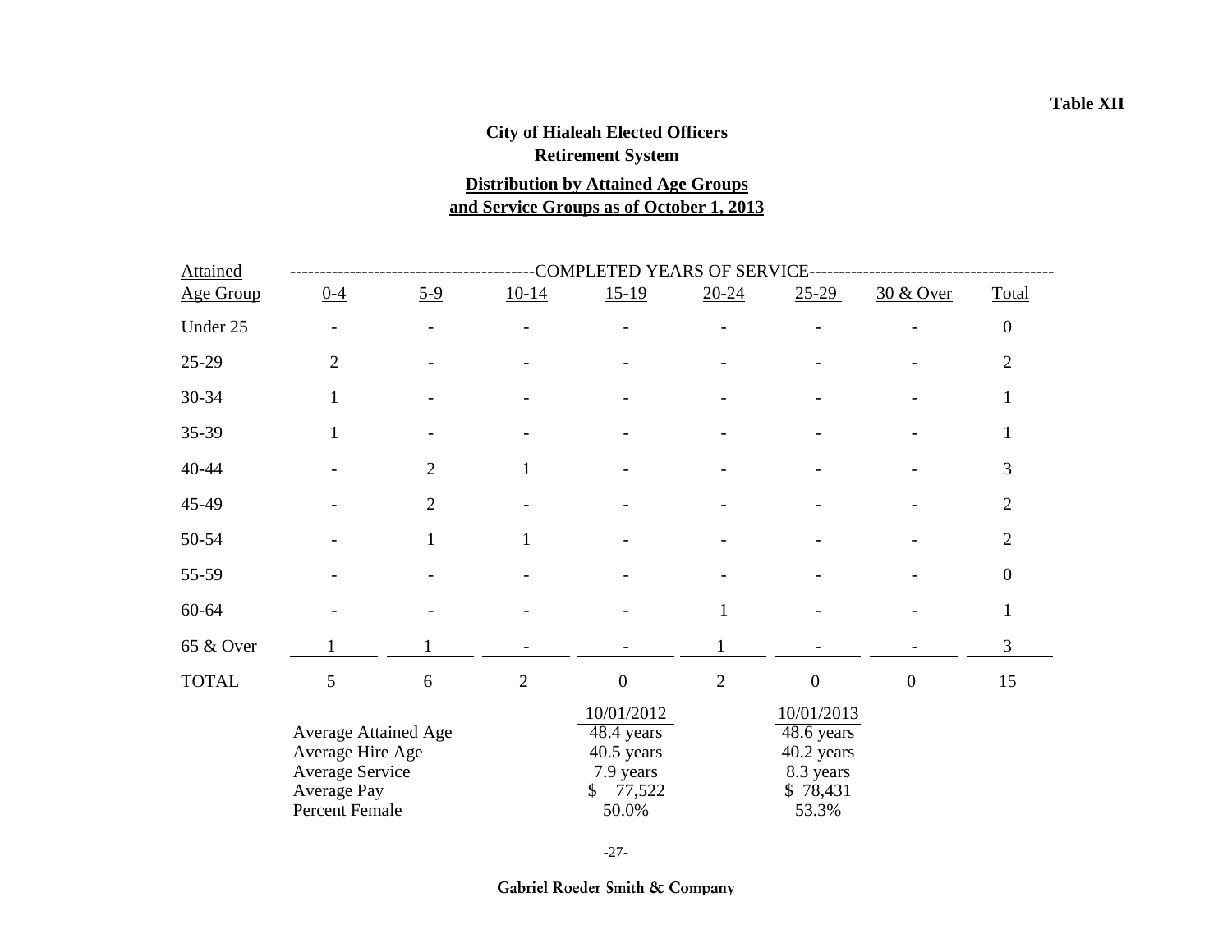**Table XII**

**City of Hialeah Elected Officers**
**Retirement System**

**Distribution by Attained Age Groups and Service Groups as of October 1, 2013**

| Attained Age Group | 0-4 | 5-9 | 10-14 | 15-19 | 20-24 | 25-29 | 30 & Over | Total |
|---|---|---|---|---|---|---|---|---|
| | COMPLETED YEARS OF SERVICE | | | | | | | |
| Under 25 | - | - | - | - | - | - | - | 0 |
| 25-29 | 2 | - | - | - | - | - | - | 2 |
| 30-34 | 1 | - | - | - | - | - | - | 1 |
| 35-39 | 1 | - | - | - | - | - | - | 1 |
| 40-44 | - | 2 | 1 | - | - | - | - | 3 |
| 45-49 | - | 2 | - | - | - | - | - | 2 |
| 50-54 | - | 1 | 1 | - | - | - | - | 2 |
| 55-59 | - | - | - | - | - | - | - | 0 |
| 60-64 | - | - | - | - | 1 | - | - | 1 |
| 65 & Over | 1 | 1 | - | - | 1 | - | - | 3 |
| TOTAL | 5 | 6 | 2 | 0 | 2 | 0 | 0 | 15 |

| | 10/01/2012 | 10/01/2013 |
|---|---|---|
| Average Attained Age | 48.4 years | 48.6 years |
| Average Hire Age | 40.5 years | 40.2 years |
| Average Service | 7.9 years | 8.3 years |
| Average Pay | $ 77,522 | $ 78,431 |
| Percent Female | 50.0% | 53.3% |

Gabriel Roeder Smith & Company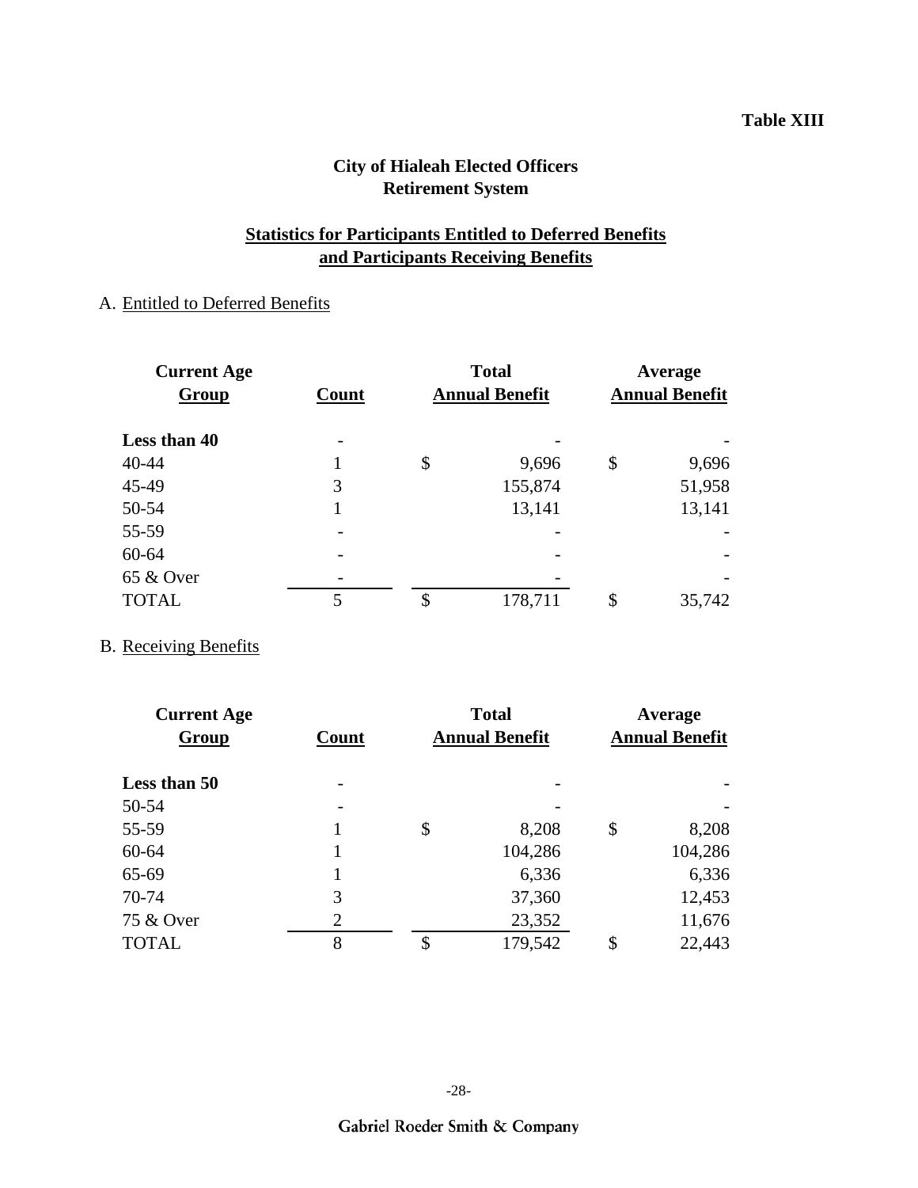Table XIII

## City of Hialeah Elected Officers Retirement System

### Statistics for Participants Entitled to Deferred Benefits and Participants Receiving Benefits

A. Entitled to Deferred Benefits

| Current Age Group | Count | Total Annual Benefit | Average Annual Benefit |
|---|---|---|---|
| **Less than 40** | - | - | - |
| 40-44 | 1 | $ 9,696 | $ 9,696 |
| 45-49 | 3 | 155,874 | 51,958 |
| 50-54 | 1 | 13,141 | 13,141 |
| 55-59 | - | - | - |
| 60-64 | - | - | - |
| 65 & Over | - | - | - |
| TOTAL | 5 | $ 178,711 | $ 35,742 |

B. Receiving Benefits

| Current Age Group | Count | Total Annual Benefit | Average Annual Benefit |
|---|---|---|---|
| **Less than 50** | - | - | - |
| 50-54 | - | - | - |
| 55-59 | 1 | $ 8,208 | $ 8,208 |
| 60-64 | 1 | 104,286 | 104,286 |
| 65-69 | 1 | 6,336 | 6,336 |
| 70-74 | 3 | 37,360 | 12,453 |
| 75 & Over | 2 | 23,352 | 11,676 |
| TOTAL | 8 | $ 179,542 | $ 22,443 |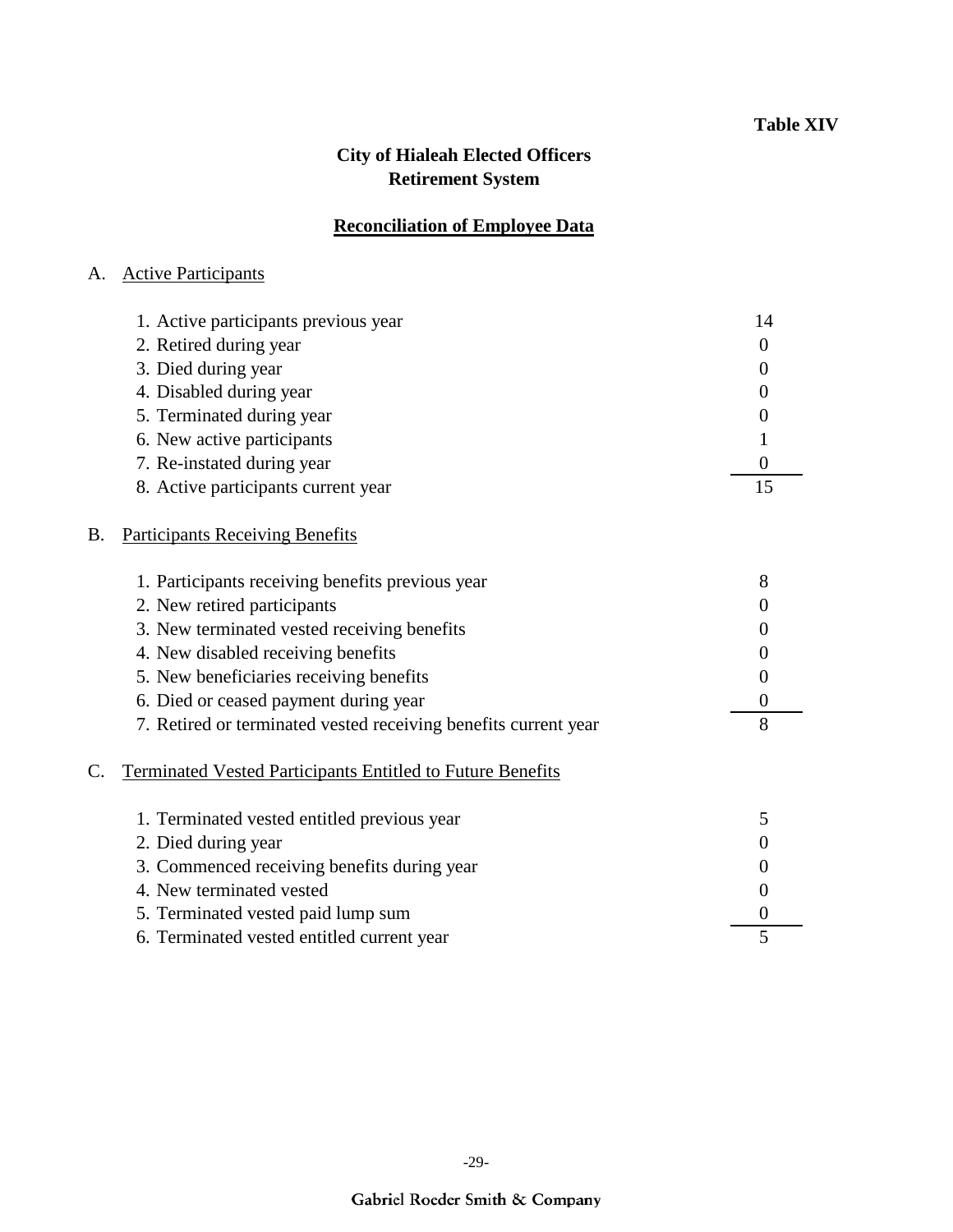**Table XIV**

# City of Hialeah Elected Officers Retirement System

## Reconciliation of Employee Data

A. Active Participants

| | |
|---|---|
| 1. Active participants previous year | 14 |
| 2. Retired during year | 0 |
| 3. Died during year | 0 |
| 4. Disabled during year | 0 |
| 5. Terminated during year | 0 |
| 6. New active participants | 1 |
| 7. Re-instated during year | 0 |
| 8. Active participants current year | 15 |

B. Participants Receiving Benefits

| | |
|---|---|
| 1. Participants receiving benefits previous year | 8 |
| 2. New retired participants | 0 |
| 3. New terminated vested receiving benefits | 0 |
| 4. New disabled receiving benefits | 0 |
| 5. New beneficiaries receiving benefits | 0 |
| 6. Died or ceased payment during year | 0 |
| 7. Retired or terminated vested receiving benefits current year | 8 |

C. Terminated Vested Participants Entitled to Future Benefits

| | |
|---|---|
| 1. Terminated vested entitled previous year | 5 |
| 2. Died during year | 0 |
| 3. Commenced receiving benefits during year | 0 |
| 4. New terminated vested | 0 |
| 5. Terminated vested paid lump sum | 0 |
| 6. Terminated vested entitled current year | 5 |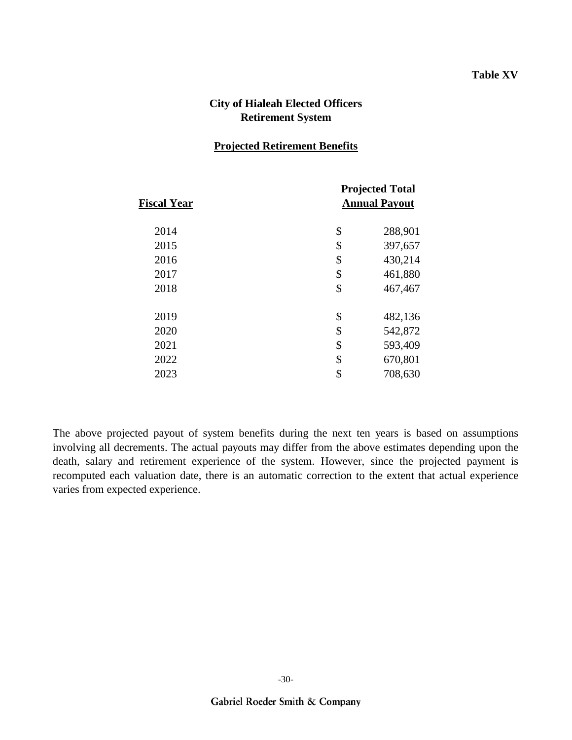**Table XV**

## City of Hialeah Elected Officers Retirement System

### Projected Retirement Benefits

| Fiscal Year | Projected Total Annual Payout |
|---|---|
| 2014 | $ 288,901 |
| 2015 | $ 397,657 |
| 2016 | $ 430,214 |
| 2017 | $ 461,880 |
| 2018 | $ 467,467 |
| 2019 | $ 482,136 |
| 2020 | $ 542,872 |
| 2021 | $ 593,409 |
| 2022 | $ 670,801 |
| 2023 | $ 708,630 |

The above projected payout of system benefits during the next ten years is based on assumptions involving all decrements. The actual payouts may differ from the above estimates depending upon the death, salary and retirement experience of the system. However, since the projected payment is recomputed each valuation date, there is an automatic correction to the extent that actual experience varies from expected experience.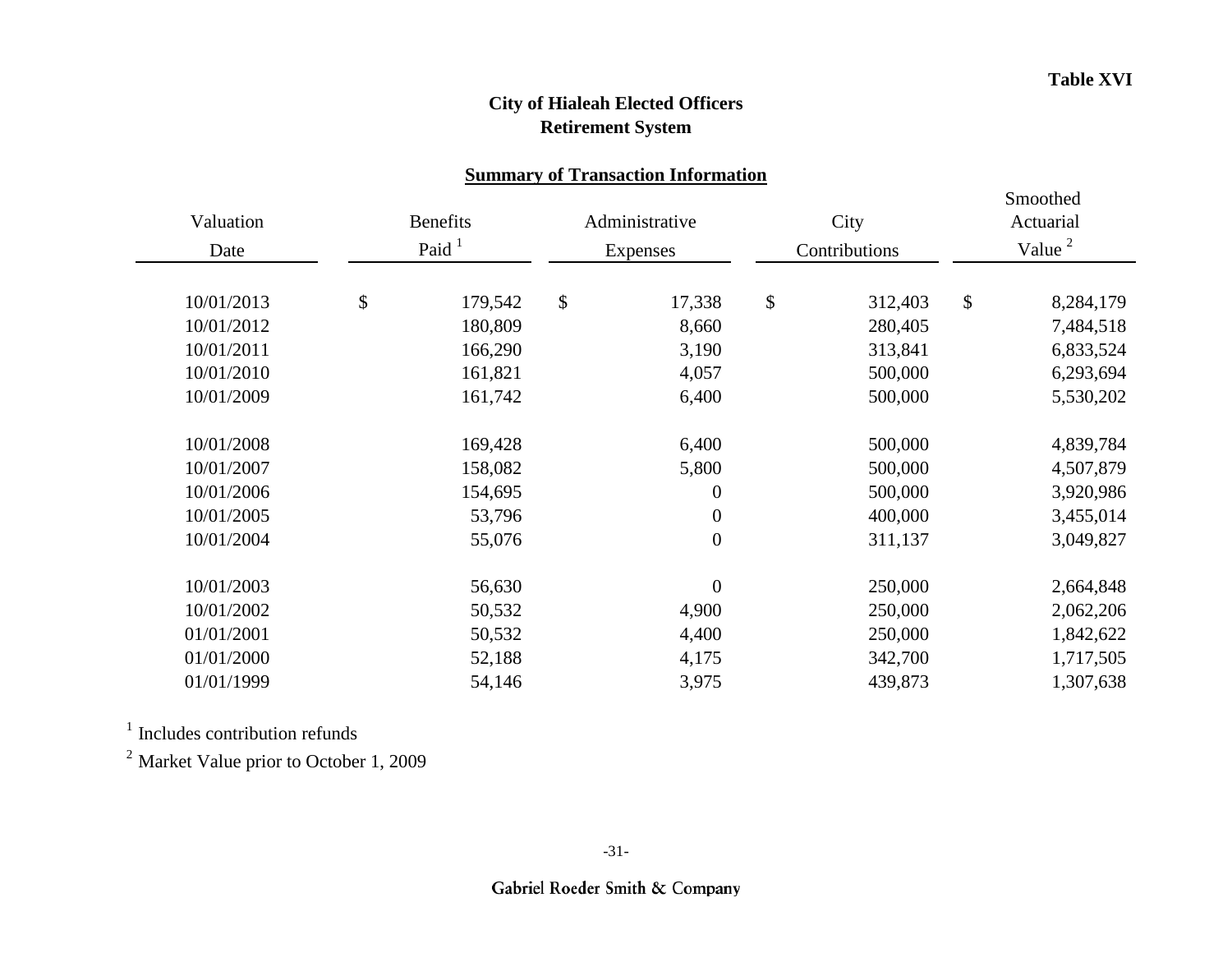**Table XVI**

# City of Hialeah Elected Officers Retirement System

## Summary of Transaction Information

| Valuation Date | Benefits Paid [1] | Administrative Expenses | City Contributions | Smoothed Actuarial Value [2] |
|---|---|---|---|---|
| 10/01/2013 | $ 179,542 | $ 17,338 | $ 312,403 | $ 8,284,179 |
| 10/01/2012 | 180,809 | 8,660 | 280,405 | 7,484,518 |
| 10/01/2011 | 166,290 | 3,190 | 313,841 | 6,833,524 |
| 10/01/2010 | 161,821 | 4,057 | 500,000 | 6,293,694 |
| 10/01/2009 | 161,742 | 6,400 | 500,000 | 5,530,202 |
| 10/01/2008 | 169,428 | 6,400 | 500,000 | 4,839,784 |
| 10/01/2007 | 158,082 | 5,800 | 500,000 | 4,507,879 |
| 10/01/2006 | 154,695 | 0 | 500,000 | 3,920,986 |
| 10/01/2005 | 53,796 | 0 | 400,000 | 3,455,014 |
| 10/01/2004 | 55,076 | 0 | 311,137 | 3,049,827 |
| 10/01/2003 | 56,630 | 0 | 250,000 | 2,664,848 |
| 10/01/2002 | 50,532 | 4,900 | 250,000 | 2,062,206 |
| 01/01/2001 | 50,532 | 4,400 | 250,000 | 1,842,622 |
| 01/01/2000 | 52,188 | 4,175 | 342,700 | 1,717,505 |
| 01/01/1999 | 54,146 | 3,975 | 439,873 | 1,307,638 |

[1] Includes contribution refunds

[2] Market Value prior to October 1, 2009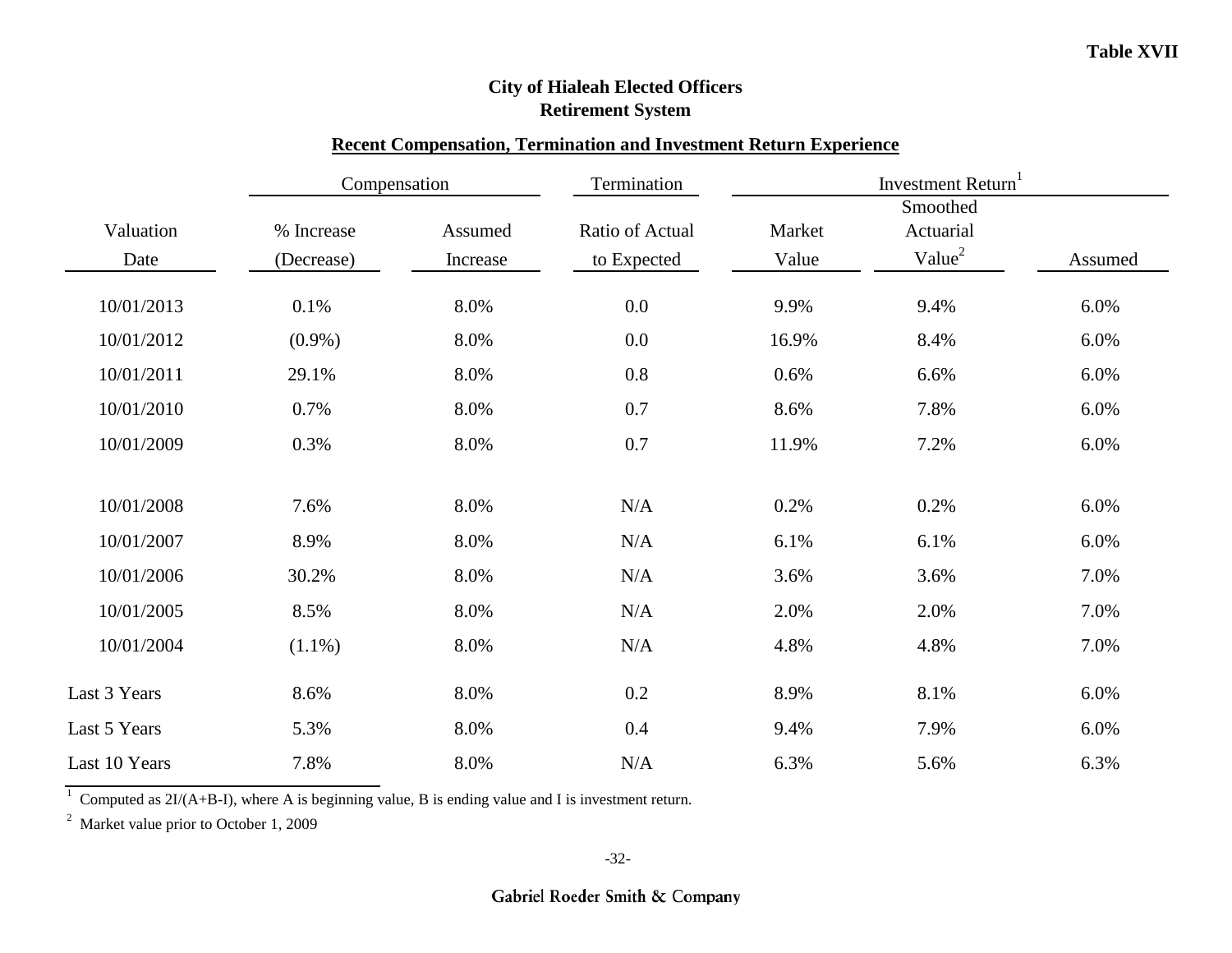**Table XVII**

## City of Hialeah Elected Officers Retirement System

### Recent Compensation, Termination and Investment Return Experience

| | Compensation | | Termination | Investment Return[1] | | |
|---|---|---|---|---|---|---|
| Valuation Date | % Increase (Decrease) | Assumed Increase | Ratio of Actual to Expected | Market Value | Smoothed Actuarial Value[2] | Assumed |
| 10/01/2013 | 0.1% | 8.0% | 0.0 | 9.9% | 9.4% | 6.0% |
| 10/01/2012 | (0.9%) | 8.0% | 0.0 | 16.9% | 8.4% | 6.0% |
| 10/01/2011 | 29.1% | 8.0% | 0.8 | 0.6% | 6.6% | 6.0% |
| 10/01/2010 | 0.7% | 8.0% | 0.7 | 8.6% | 7.8% | 6.0% |
| 10/01/2009 | 0.3% | 8.0% | 0.7 | 11.9% | 7.2% | 6.0% |
| 10/01/2008 | 7.6% | 8.0% | N/A | 0.2% | 0.2% | 6.0% |
| 10/01/2007 | 8.9% | 8.0% | N/A | 6.1% | 6.1% | 6.0% |
| 10/01/2006 | 30.2% | 8.0% | N/A | 3.6% | 3.6% | 7.0% |
| 10/01/2005 | 8.5% | 8.0% | N/A | 2.0% | 2.0% | 7.0% |
| 10/01/2004 | (1.1%) | 8.0% | N/A | 4.8% | 4.8% | 7.0% |
| Last 3 Years | 8.6% | 8.0% | 0.2 | 8.9% | 8.1% | 6.0% |
| Last 5 Years | 5.3% | 8.0% | 0.4 | 9.4% | 7.9% | 6.0% |
| Last 10 Years | 7.8% | 8.0% | N/A | 6.3% | 5.6% | 6.3% |

[1] Computed as 2I/(A+B-I), where A is beginning value, B is ending value and I is investment return.

[2] Market value prior to October 1, 2009

Gabriel Roeder Smith & Company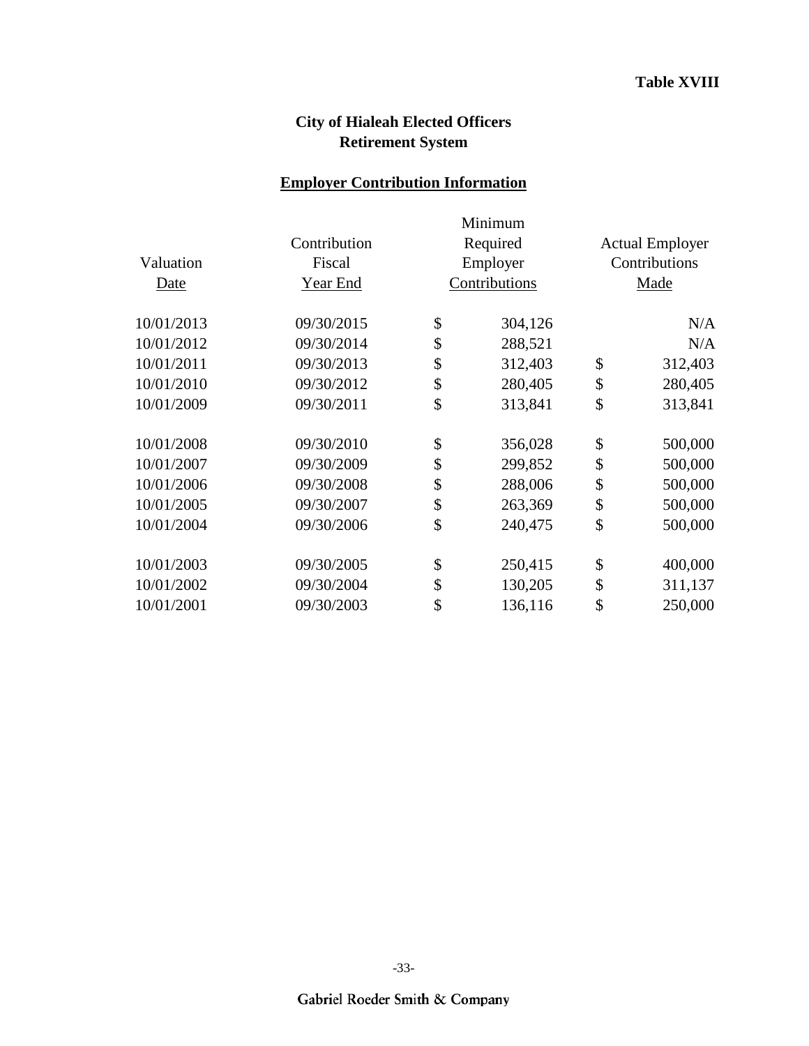**Table XVIII**

## City of Hialeah Elected Officers Retirement System

### Employer Contribution Information

| Valuation Date | Contribution Fiscal Year End | Minimum Required Employer Contributions | Actual Employer Contributions Made |
|---|---|---|---|
| 10/01/2013 | 09/30/2015 | $ 304,126 | N/A |
| 10/01/2012 | 09/30/2014 | $ 288,521 | N/A |
| 10/01/2011 | 09/30/2013 | $ 312,403 | $ 312,403 |
| 10/01/2010 | 09/30/2012 | $ 280,405 | $ 280,405 |
| 10/01/2009 | 09/30/2011 | $ 313,841 | $ 313,841 |
| 10/01/2008 | 09/30/2010 | $ 356,028 | $ 500,000 |
| 10/01/2007 | 09/30/2009 | $ 299,852 | $ 500,000 |
| 10/01/2006 | 09/30/2008 | $ 288,006 | $ 500,000 |
| 10/01/2005 | 09/30/2007 | $ 263,369 | $ 500,000 |
| 10/01/2004 | 09/30/2006 | $ 240,475 | $ 500,000 |
| 10/01/2003 | 09/30/2005 | $ 250,415 | $ 400,000 |
| 10/01/2002 | 09/30/2004 | $ 130,205 | $ 311,137 |
| 10/01/2001 | 09/30/2003 | $ 136,116 | $ 250,000 |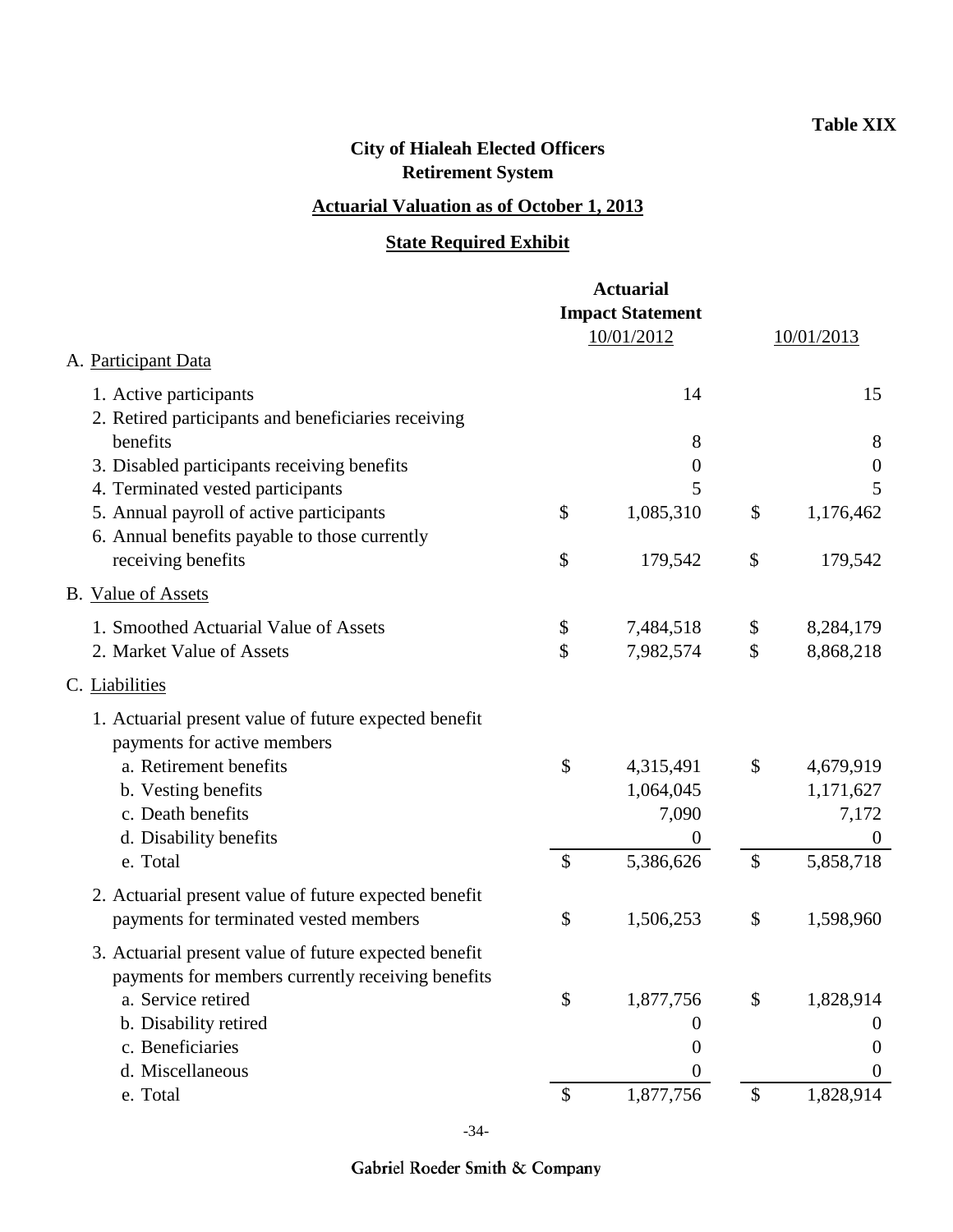**Table XIX**

# City of Hialeah Elected Officers Retirement System

## Actuarial Valuation as of October 1, 2013

## State Required Exhibit

| | Actuarial Impact Statement 10/01/2012 | 10/01/2013 |
|---|---|---|
| **A. Participant Data** | | |
| 1. Active participants | 14 | 15 |
| 2. Retired participants and beneficiaries receiving benefits | 8 | 8 |
| 3. Disabled participants receiving benefits | 0 | 0 |
| 4. Terminated vested participants | 5 | 5 |
| 5. Annual payroll of active participants | $ 1,085,310 | $ 1,176,462 |
| 6. Annual benefits payable to those currently receiving benefits | $ 179,542 | $ 179,542 |
| **B. Value of Assets** | | |
| 1. Smoothed Actuarial Value of Assets | $ 7,484,518 | $ 8,284,179 |
| 2. Market Value of Assets | $ 7,982,574 | $ 8,868,218 |
| **C. Liabilities** | | |
| 1. Actuarial present value of future expected benefit payments for active members | | |
| a. Retirement benefits | $ 4,315,491 | $ 4,679,919 |
| b. Vesting benefits | 1,064,045 | 1,171,627 |
| c. Death benefits | 7,090 | 7,172 |
| d. Disability benefits | 0 | 0 |
| e. Total | $ 5,386,626 | $ 5,858,718 |
| 2. Actuarial present value of future expected benefit payments for terminated vested members | $ 1,506,253 | $ 1,598,960 |
| 3. Actuarial present value of future expected benefit payments for members currently receiving benefits | | |
| a. Service retired | $ 1,877,756 | $ 1,828,914 |
| b. Disability retired | 0 | 0 |
| c. Beneficiaries | 0 | 0 |
| d. Miscellaneous | 0 | 0 |
| e. Total | $ 1,877,756 | $ 1,828,914 |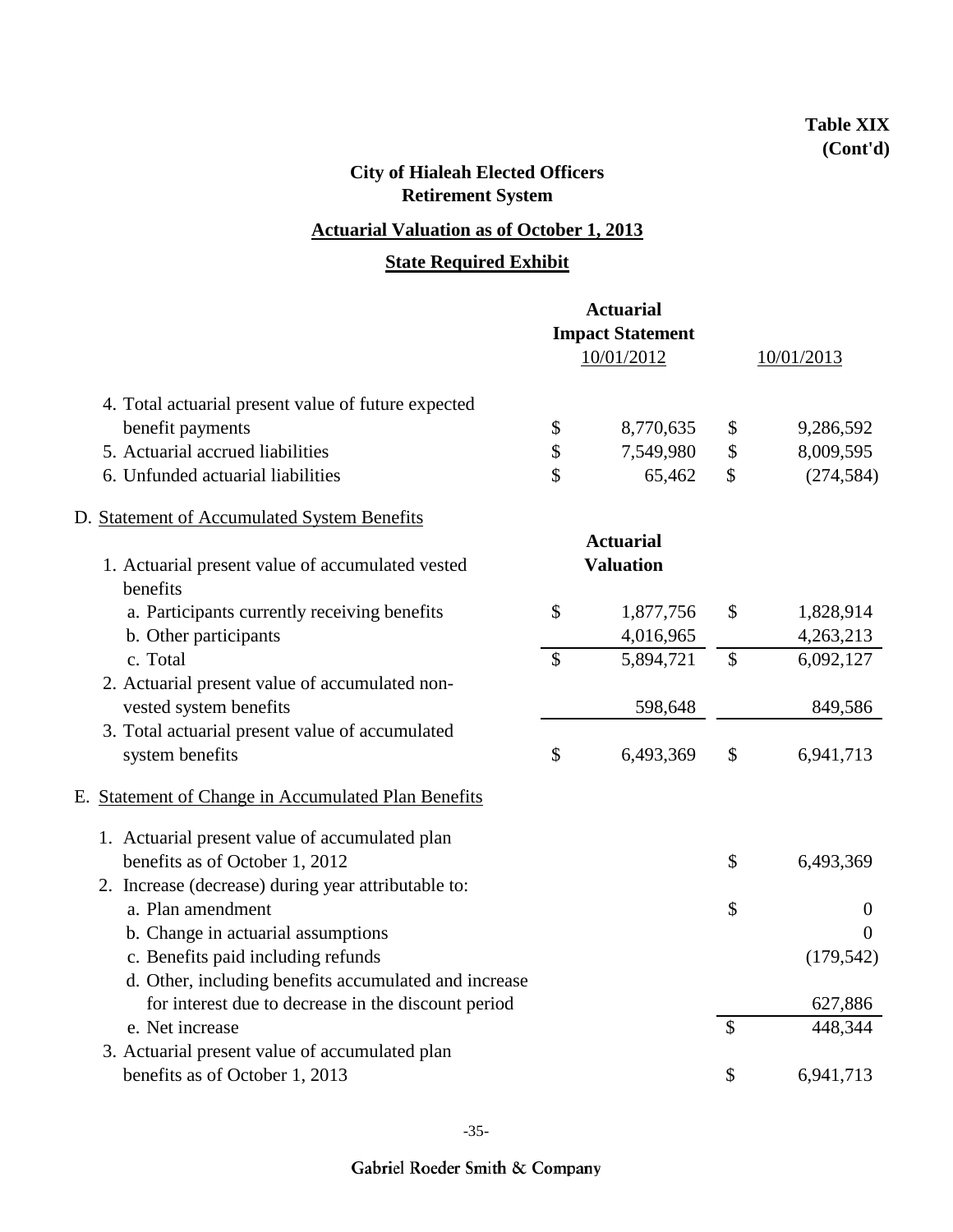**Table XIX (Cont'd)**

## City of Hialeah Elected Officers Retirement System

### Actuarial Valuation as of October 1, 2013

### State Required Exhibit

| | Actuarial Impact Statement 10/01/2012 | 10/01/2013 |
|---|---|---|
| 4. Total actuarial present value of future expected benefit payments | $ 8,770,635 | $ 9,286,592 |
| 5. Actuarial accrued liabilities | $ 7,549,980 | $ 8,009,595 |
| 6. Unfunded actuarial liabilities | $ 65,462 | $ (274,584) |

D. Statement of Accumulated System Benefits

| | Actuarial Valuation | |
|---|---|---|
| 1. Actuarial present value of accumulated vested benefits | | |
| a. Participants currently receiving benefits | $ 1,877,756 | $ 1,828,914 |
| b. Other participants | 4,016,965 | 4,263,213 |
| c. Total | $ 5,894,721 | $ 6,092,127 |
| 2. Actuarial present value of accumulated non-vested system benefits | 598,648 | 849,586 |
| 3. Total actuarial present value of accumulated system benefits | $ 6,493,369 | $ 6,941,713 |

E. Statement of Change in Accumulated Plan Benefits

| | |
|---|---|
| 1. Actuarial present value of accumulated plan benefits as of October 1, 2012 | $ 6,493,369 |
| 2. Increase (decrease) during year attributable to: | |
| a. Plan amendment | $ 0 |
| b. Change in actuarial assumptions | 0 |
| c. Benefits paid including refunds | (179,542) |
| d. Other, including benefits accumulated and increase for interest due to decrease in the discount period | 627,886 |
| e. Net increase | $ 448,344 |
| 3. Actuarial present value of accumulated plan benefits as of October 1, 2013 | $ 6,941,713 |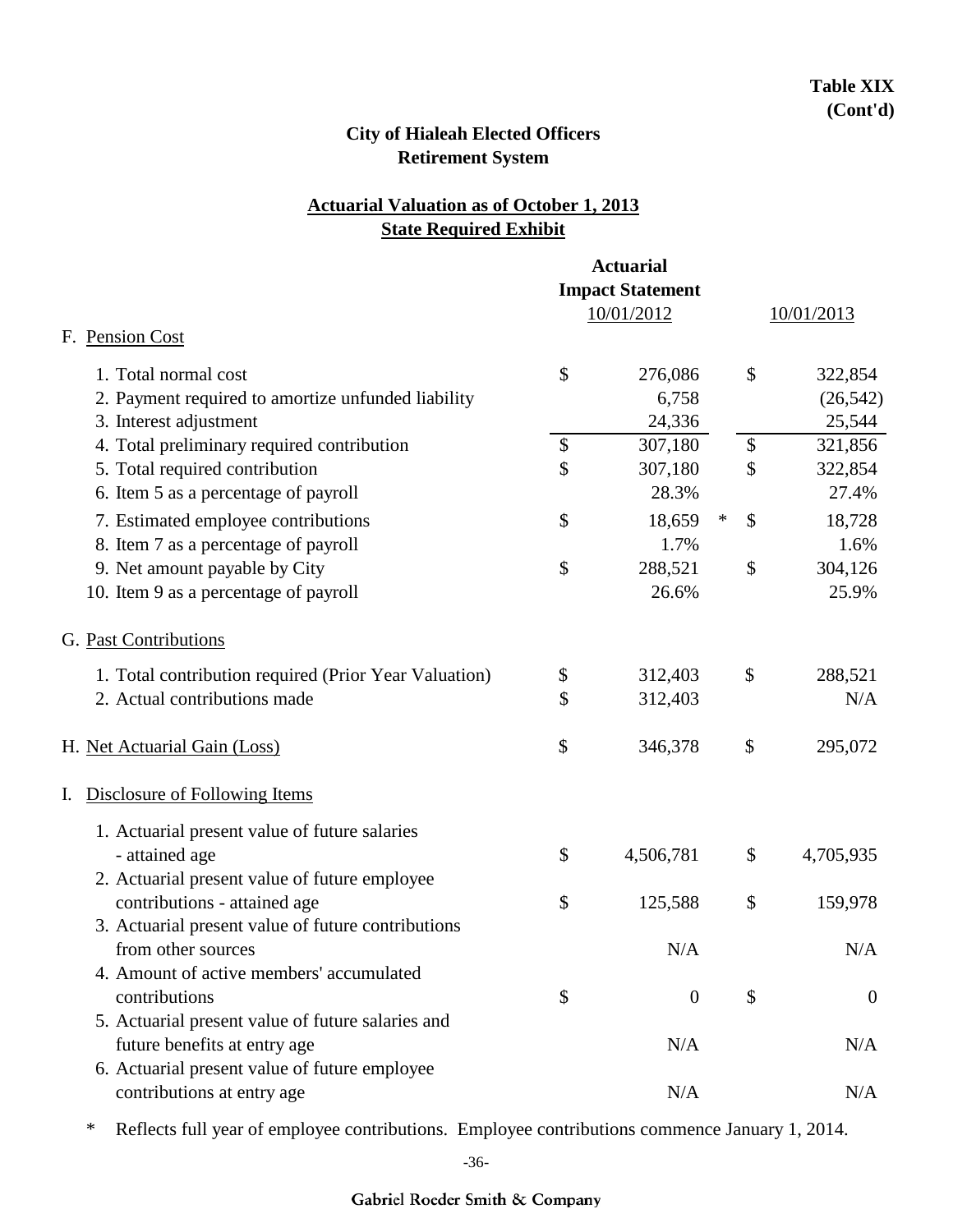**Table XIX (Cont'd)**

## City of Hialeah Elected Officers Retirement System

### Actuarial Valuation as of October 1, 2013
### State Required Exhibit

| | Actuarial Impact Statement 10/01/2012 | 10/01/2013 |
|---|---|---|
| **F. Pension Cost** | | |
| 1. Total normal cost | $ 276,086 | $ 322,854 |
| 2. Payment required to amortize unfunded liability | 6,758 | (26,542) |
| 3. Interest adjustment | 24,336 | 25,544 |
| 4. Total preliminary required contribution | $ 307,180 | $ 321,856 |
| 5. Total required contribution | $ 307,180 | $ 322,854 |
| 6. Item 5 as a percentage of payroll | 28.3% | 27.4% |
| 7. Estimated employee contributions | $ 18,659 * | $ 18,728 |
| 8. Item 7 as a percentage of payroll | 1.7% | 1.6% |
| 9. Net amount payable by City | $ 288,521 | $ 304,126 |
| 10. Item 9 as a percentage of payroll | 26.6% | 25.9% |
| **G. Past Contributions** | | |
| 1. Total contribution required (Prior Year Valuation) | $ 312,403 | $ 288,521 |
| 2. Actual contributions made | $ 312,403 | N/A |
| **H. Net Actuarial Gain (Loss)** | $ 346,378 | $ 295,072 |
| **I. Disclosure of Following Items** | | |
| 1. Actuarial present value of future salaries - attained age | $ 4,506,781 | $ 4,705,935 |
| 2. Actuarial present value of future employee contributions - attained age | $ 125,588 | $ 159,978 |
| 3. Actuarial present value of future contributions from other sources | N/A | N/A |
| 4. Amount of active members' accumulated contributions | $ 0 | $ 0 |
| 5. Actuarial present value of future salaries and future benefits at entry age | N/A | N/A |
| 6. Actuarial present value of future employee contributions at entry age | N/A | N/A |

\* Reflects full year of employee contributions. Employee contributions commence January 1, 2014.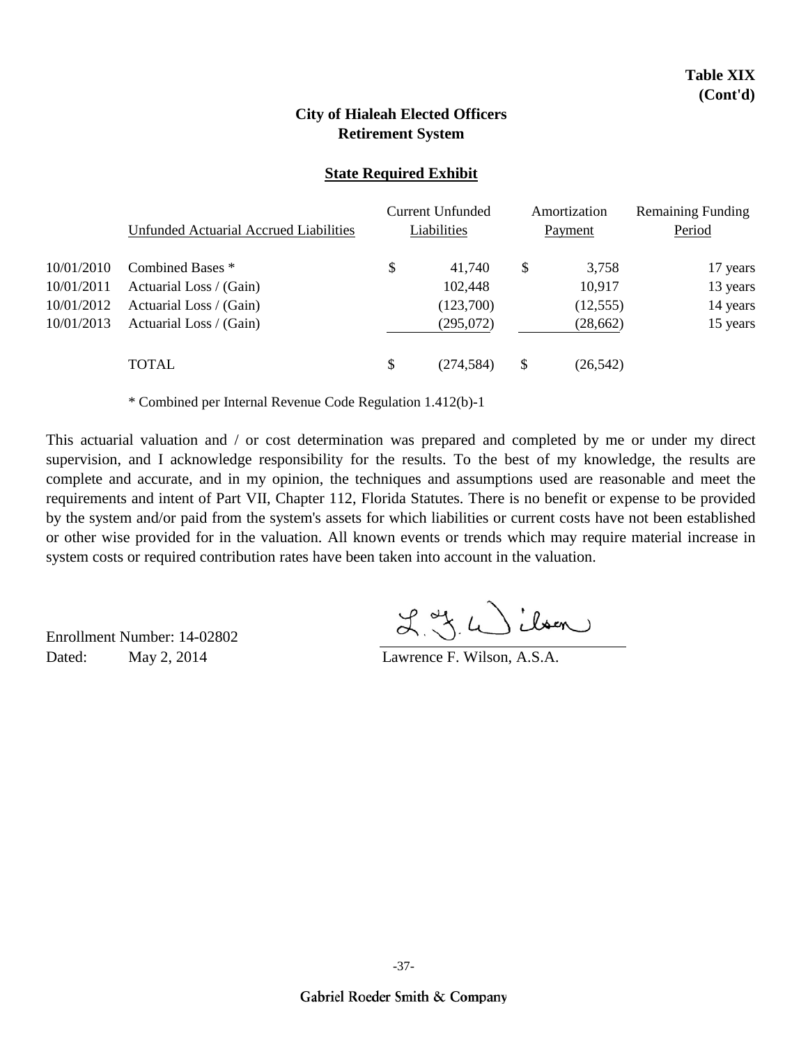**Table XIX**
**(Cont'd)**

**City of Hialeah Elected Officers**
**Retirement System**

**State Required Exhibit**

| | Unfunded Actuarial Accrued Liabilities | Current Unfunded Liabilities | Amortization Payment | Remaining Funding Period |
|---|---|---|---|---|
| 10/01/2010 | Combined Bases * | $ 41,740 | $ 3,758 | 17 years |
| 10/01/2011 | Actuarial Loss / (Gain) | 102,448 | 10,917 | 13 years |
| 10/01/2012 | Actuarial Loss / (Gain) | (123,700) | (12,555) | 14 years |
| 10/01/2013 | Actuarial Loss / (Gain) | (295,072) | (28,662) | 15 years |
| | TOTAL | $ (274,584) | $ (26,542) | |

* Combined per Internal Revenue Code Regulation 1.412(b)-1

This actuarial valuation and / or cost determination was prepared and completed by me or under my direct supervision, and I acknowledge responsibility for the results. To the best of my knowledge, the results are complete and accurate, and in my opinion, the techniques and assumptions used are reasonable and meet the requirements and intent of Part VII, Chapter 112, Florida Statutes. There is no benefit or expense to be provided by the system and/or paid from the system's assets for which liabilities or current costs have not been established or other wise provided for in the valuation. All known events or trends which may require material increase in system costs or required contribution rates have been taken into account in the valuation.

Enrollment Number: 14-02802
Dated: May 2, 2014

Lawrence F. Wilson, A.S.A.

Gabriel Roeder Smith & Company